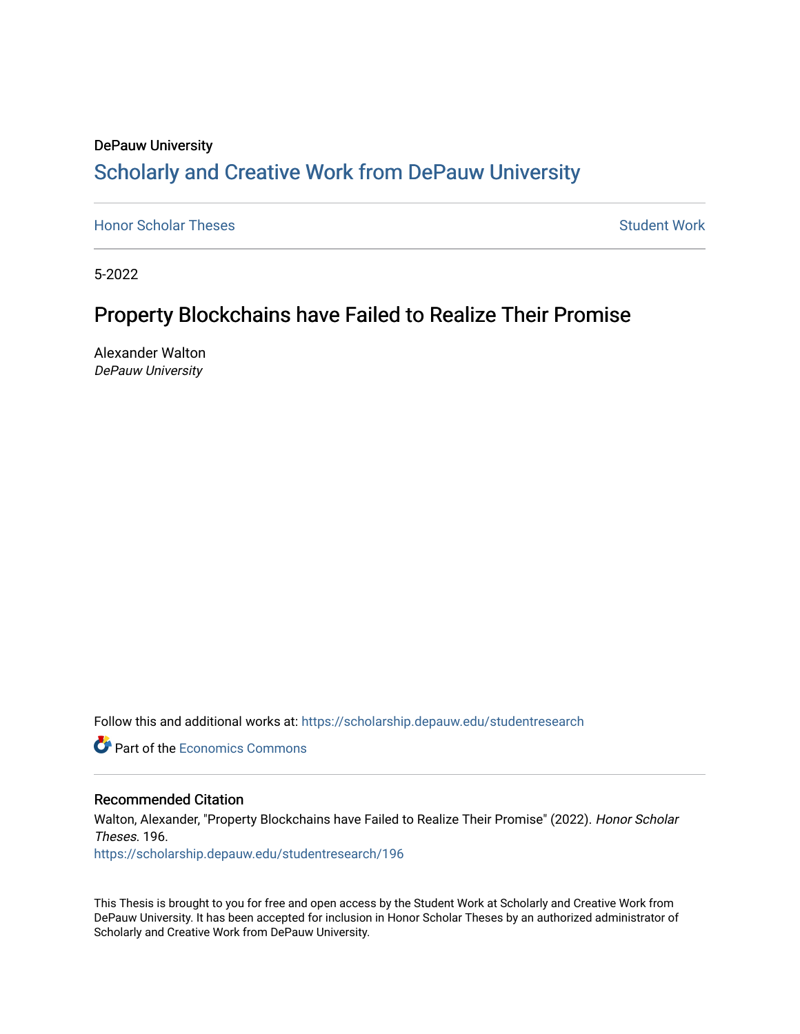DePauw University

# Scholarly and Creative Work from DePauw University

Honor Scholar Theses

Student Work

5-2022

## Property Blockchains have Failed to Realize Their Promise

Alexander Walton
*DePauw University*

Follow this and additional works at: https://scholarship.depauw.edu/studentresearch

Part of the Economics Commons

### Recommended Citation

Walton, Alexander, "Property Blockchains have Failed to Realize Their Promise" (2022). *Honor Scholar Theses*. 196.
https://scholarship.depauw.edu/studentresearch/196

This Thesis is brought to you for free and open access by the Student Work at Scholarly and Creative Work from DePauw University. It has been accepted for inclusion in Honor Scholar Theses by an authorized administrator of Scholarly and Creative Work from DePauw University.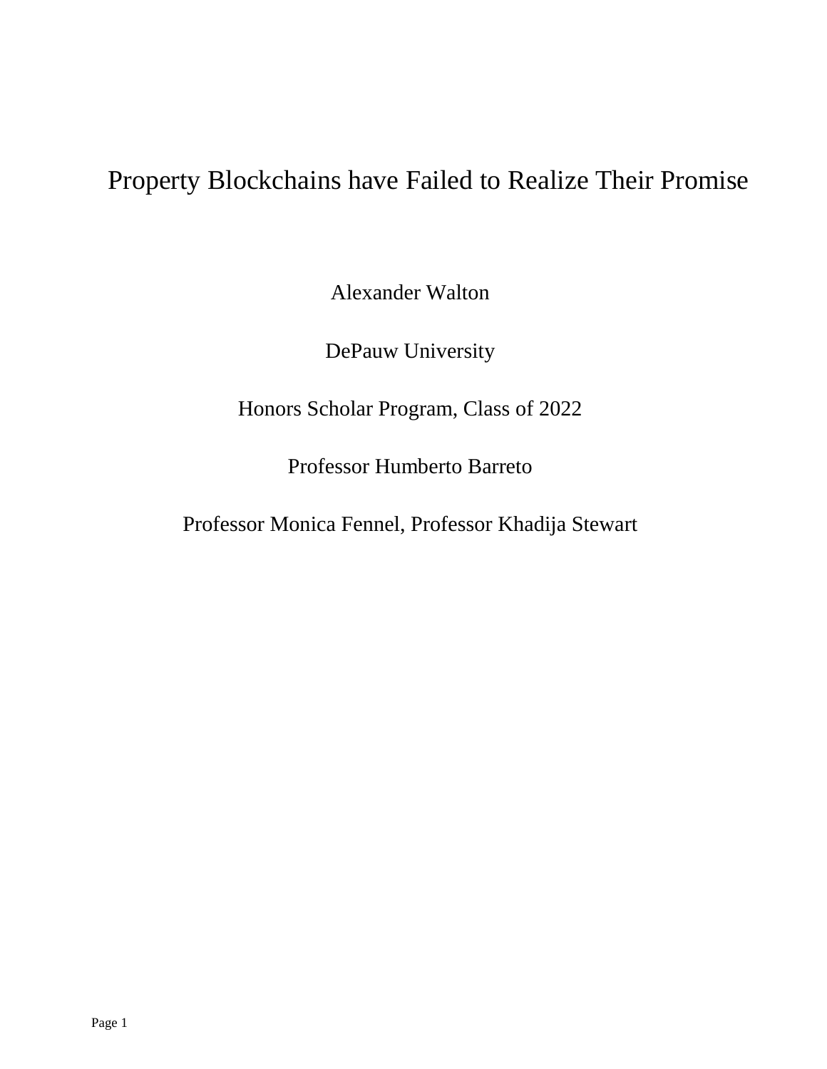# Property Blockchains have Failed to Realize Their Promise

Alexander Walton

DePauw University

Honors Scholar Program, Class of 2022

Professor Humberto Barreto

Professor Monica Fennel, Professor Khadija Stewart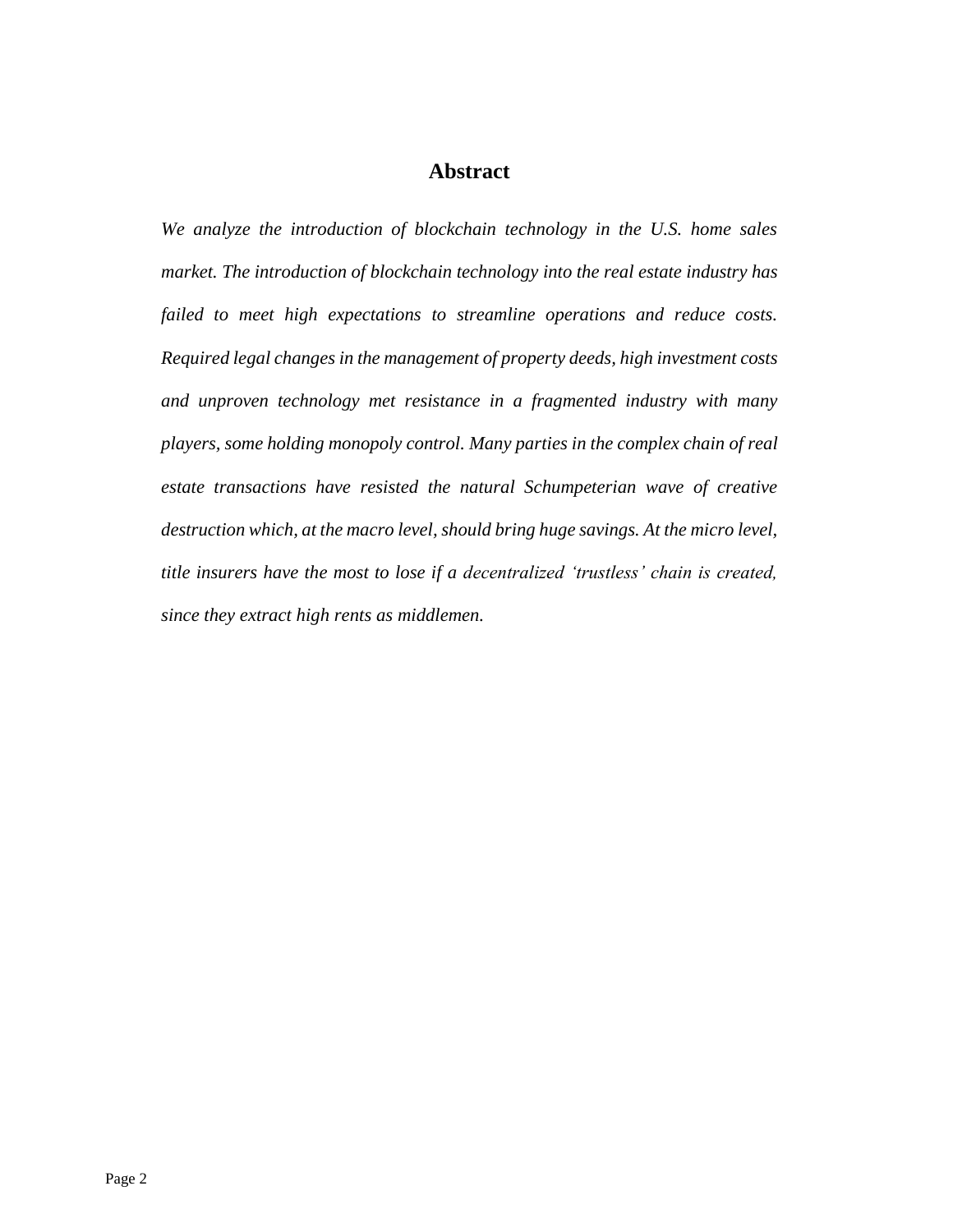## Abstract

*We analyze the introduction of blockchain technology in the U.S. home sales market. The introduction of blockchain technology into the real estate industry has failed to meet high expectations to streamline operations and reduce costs. Required legal changes in the management of property deeds, high investment costs and unproven technology met resistance in a fragmented industry with many players, some holding monopoly control. Many parties in the complex chain of real estate transactions have resisted the natural Schumpeterian wave of creative destruction which, at the macro level, should bring huge savings. At the micro level, title insurers have the most to lose if a decentralized 'trustless' chain is created, since they extract high rents as middlemen.*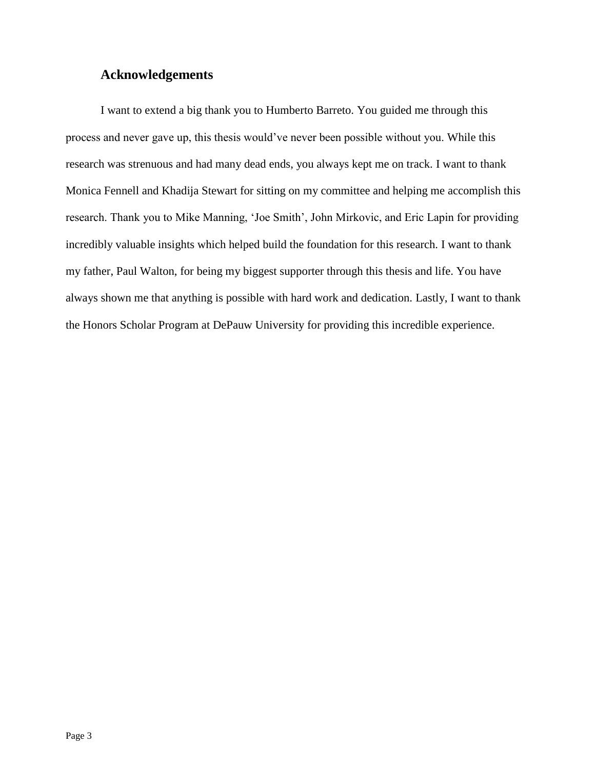## Acknowledgements

I want to extend a big thank you to Humberto Barreto. You guided me through this process and never gave up, this thesis would've never been possible without you. While this research was strenuous and had many dead ends, you always kept me on track. I want to thank Monica Fennell and Khadija Stewart for sitting on my committee and helping me accomplish this research. Thank you to Mike Manning, 'Joe Smith', John Mirkovic, and Eric Lapin for providing incredibly valuable insights which helped build the foundation for this research. I want to thank my father, Paul Walton, for being my biggest supporter through this thesis and life. You have always shown me that anything is possible with hard work and dedication. Lastly, I want to thank the Honors Scholar Program at DePauw University for providing this incredible experience.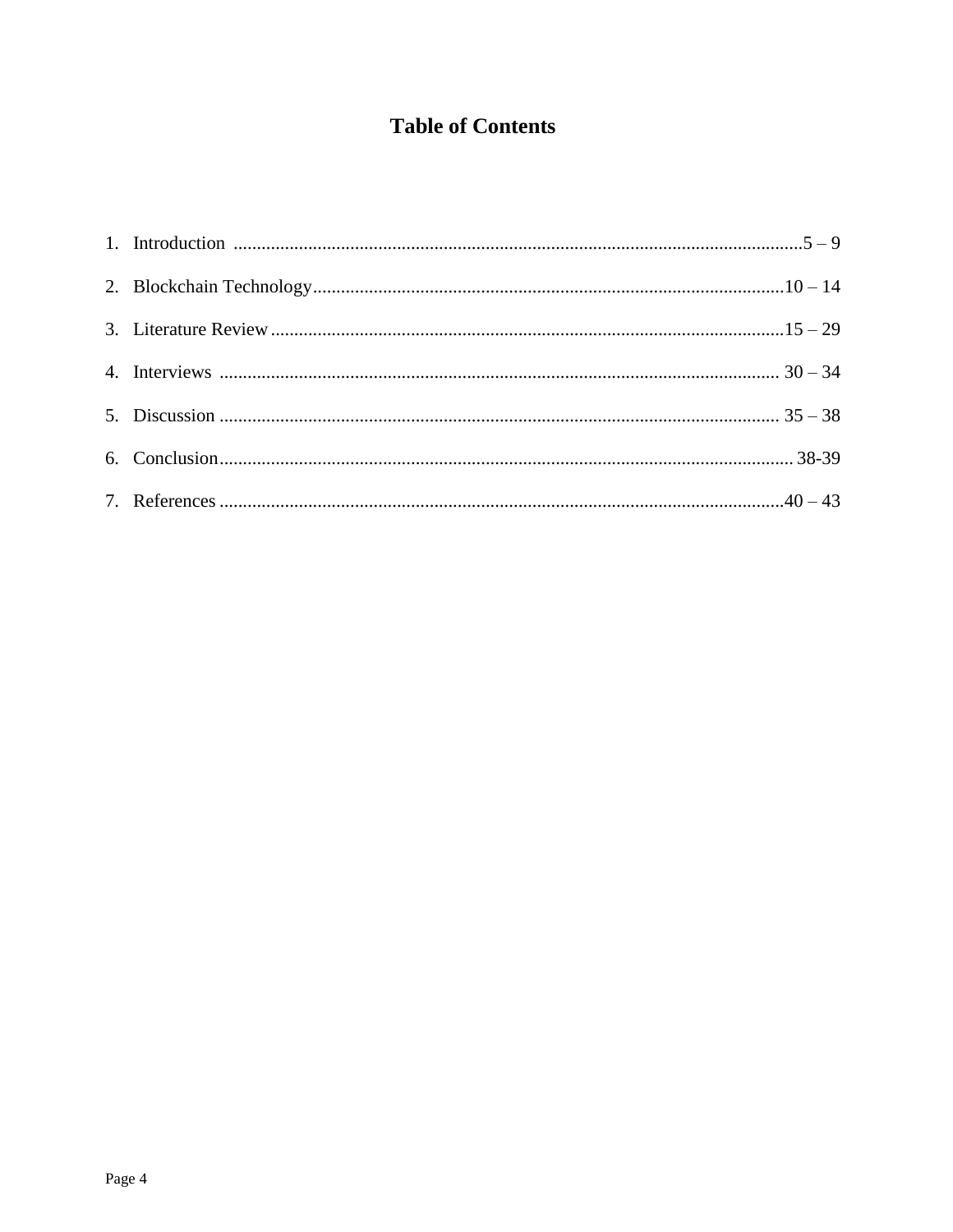# Table of Contents

1. Introduction ........................................................................................................................5 – 9
2. Blockchain Technology....................................................................................................10 – 14
3. Literature Review.............................................................................................................15 – 29
4. Interviews ....................................................................................................................... 30 – 34
5. Discussion ....................................................................................................................... 35 – 38
6. Conclusion.......................................................................................................................... 38-39
7. References ........................................................................................................................40 – 43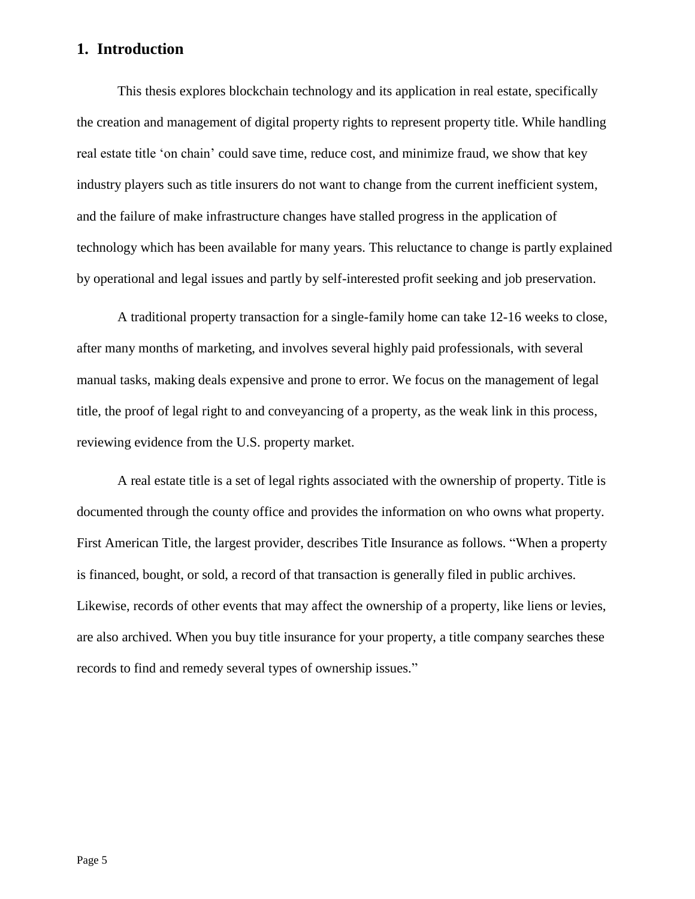## 1. Introduction

This thesis explores blockchain technology and its application in real estate, specifically the creation and management of digital property rights to represent property title. While handling real estate title 'on chain' could save time, reduce cost, and minimize fraud, we show that key industry players such as title insurers do not want to change from the current inefficient system, and the failure of make infrastructure changes have stalled progress in the application of technology which has been available for many years. This reluctance to change is partly explained by operational and legal issues and partly by self-interested profit seeking and job preservation.

A traditional property transaction for a single-family home can take 12-16 weeks to close, after many months of marketing, and involves several highly paid professionals, with several manual tasks, making deals expensive and prone to error. We focus on the management of legal title, the proof of legal right to and conveyancing of a property, as the weak link in this process, reviewing evidence from the U.S. property market.

A real estate title is a set of legal rights associated with the ownership of property. Title is documented through the county office and provides the information on who owns what property. First American Title, the largest provider, describes Title Insurance as follows. "When a property is financed, bought, or sold, a record of that transaction is generally filed in public archives. Likewise, records of other events that may affect the ownership of a property, like liens or levies, are also archived. When you buy title insurance for your property, a title company searches these records to find and remedy several types of ownership issues."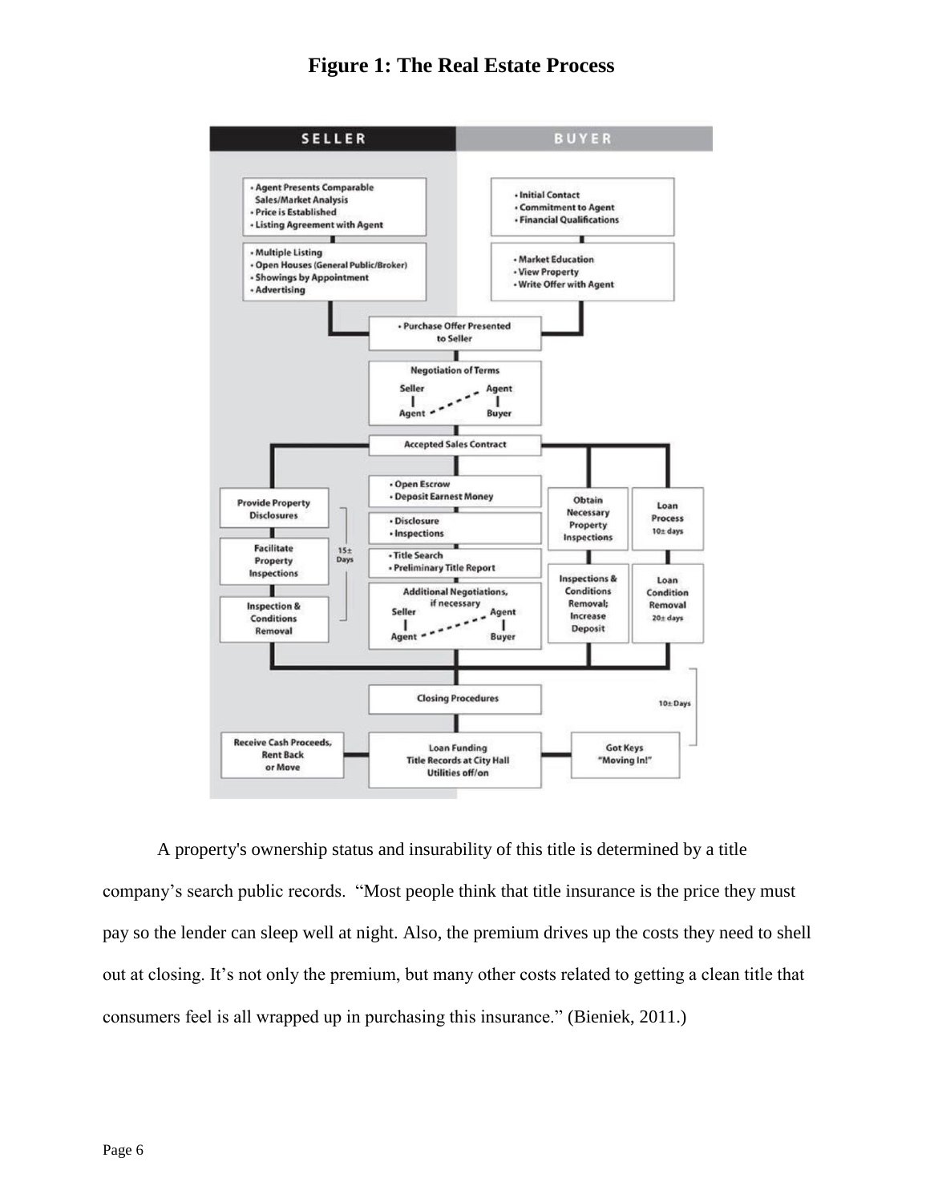**Figure 1: The Real Estate Process**

**SELLER**

- Agent Presents Comparable Sales/Market Analysis
- Price is Established
- Listing Agreement with Agent

- Multiple Listing
- Open Houses (General Public/Broker)
- Showings by Appointment
- Advertising

**BUYER**

- Initial Contact
- Commitment to Agent
- Financial Qualifications

- Market Education
- View Property
- Write Offer with Agent

- Purchase Offer Presented to Seller

Negotiation of Terms (Seller – Agent / Agent – Buyer)

Accepted Sales Contract

Seller (15± Days):
- Provide Property Disclosures
- Facilitate Property Inspections
- Inspection & Conditions Removal

Center:
- Open Escrow
- Deposit Earnest Money
- Disclosure
- Inspections
- Title Search
- Preliminary Title Report
- Additional Negotiations, if necessary (Seller – Agent / Agent – Buyer)

Buyer:
- Obtain Necessary Property Inspections
- Inspections & Conditions Removal; Increase Deposit
- Loan Process 10± days
- Loan Condition Removal 20± days

Closing Procedures (10± Days)

- Receive Cash Proceeds, Rent Back or Move
- Loan Funding, Title Records at City Hall, Utilities off/on
- Got Keys "Moving In!"

A property's ownership status and insurability of this title is determined by a title company's search public records. "Most people think that title insurance is the price they must pay so the lender can sleep well at night. Also, the premium drives up the costs they need to shell out at closing. It's not only the premium, but many other costs related to getting a clean title that consumers feel is all wrapped up in purchasing this insurance." (Bieniek, 2011.)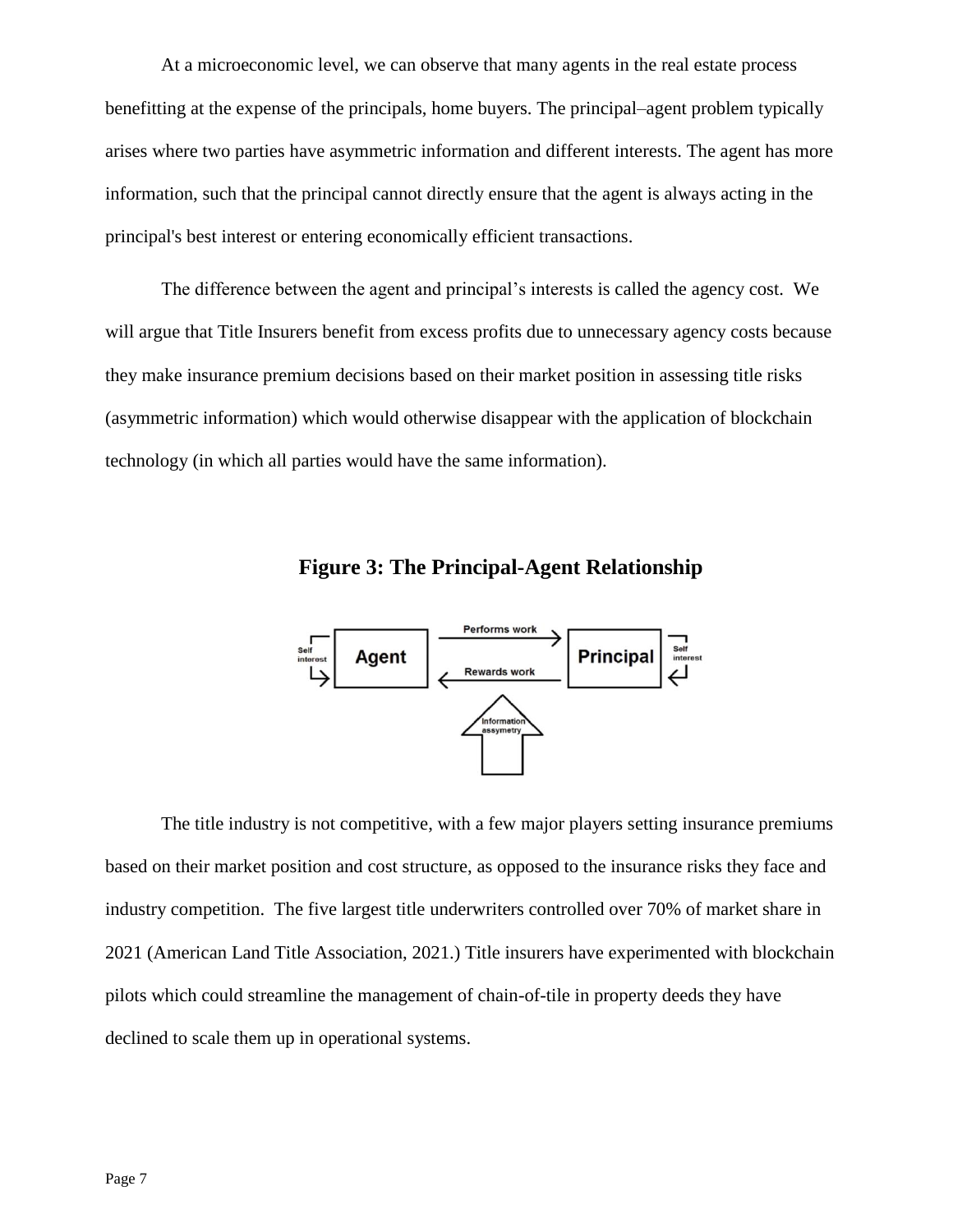At a microeconomic level, we can observe that many agents in the real estate process benefitting at the expense of the principals, home buyers. The principal–agent problem typically arises where two parties have asymmetric information and different interests. The agent has more information, such that the principal cannot directly ensure that the agent is always acting in the principal's best interest or entering economically efficient transactions.

The difference between the agent and principal's interests is called the agency cost. We will argue that Title Insurers benefit from excess profits due to unnecessary agency costs because they make insurance premium decisions based on their market position in assessing title risks (asymmetric information) which would otherwise disappear with the application of blockchain technology (in which all parties would have the same information).

**Figure 3: The Principal-Agent Relationship**

The title industry is not competitive, with a few major players setting insurance premiums based on their market position and cost structure, as opposed to the insurance risks they face and industry competition. The five largest title underwriters controlled over 70% of market share in 2021 (American Land Title Association, 2021.) Title insurers have experimented with blockchain pilots which could streamline the management of chain-of-tile in property deeds they have declined to scale them up in operational systems.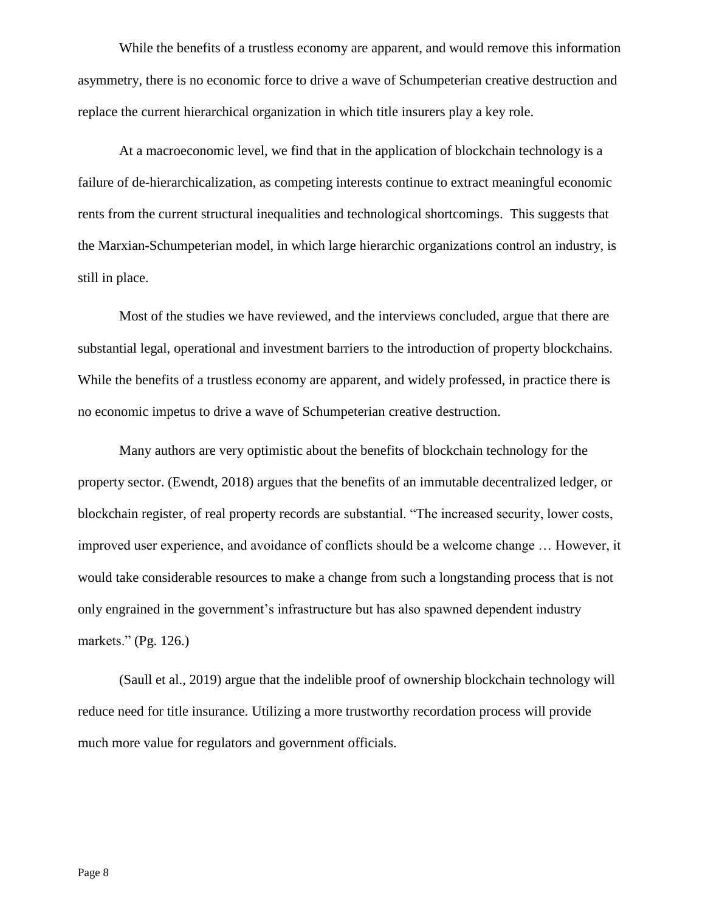While the benefits of a trustless economy are apparent, and would remove this information asymmetry, there is no economic force to drive a wave of Schumpeterian creative destruction and replace the current hierarchical organization in which title insurers play a key role.

At a macroeconomic level, we find that in the application of blockchain technology is a failure of de-hierarchicalization, as competing interests continue to extract meaningful economic rents from the current structural inequalities and technological shortcomings. This suggests that the Marxian-Schumpeterian model, in which large hierarchic organizations control an industry, is still in place.

Most of the studies we have reviewed, and the interviews concluded, argue that there are substantial legal, operational and investment barriers to the introduction of property blockchains. While the benefits of a trustless economy are apparent, and widely professed, in practice there is no economic impetus to drive a wave of Schumpeterian creative destruction.

Many authors are very optimistic about the benefits of blockchain technology for the property sector. (Ewendt, 2018) argues that the benefits of an immutable decentralized ledger, or blockchain register, of real property records are substantial. "The increased security, lower costs, improved user experience, and avoidance of conflicts should be a welcome change … However, it would take considerable resources to make a change from such a longstanding process that is not only engrained in the government's infrastructure but has also spawned dependent industry markets." (Pg. 126.)

(Saull et al., 2019) argue that the indelible proof of ownership blockchain technology will reduce need for title insurance. Utilizing a more trustworthy recordation process will provide much more value for regulators and government officials.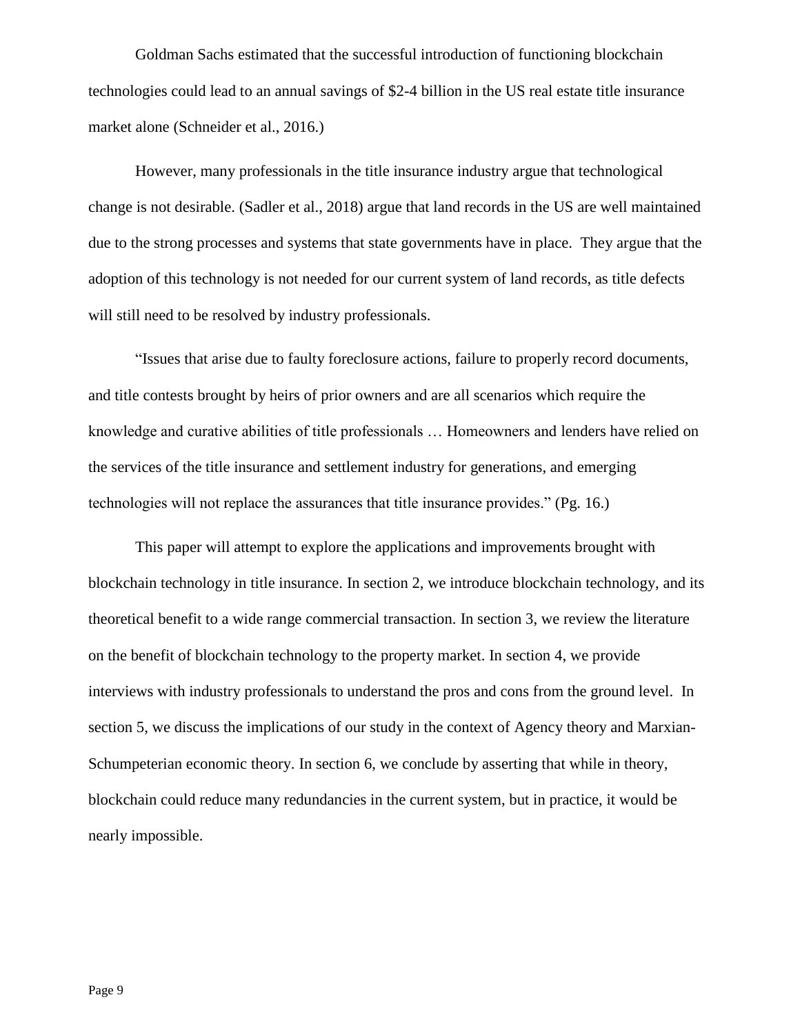Goldman Sachs estimated that the successful introduction of functioning blockchain technologies could lead to an annual savings of $2-4 billion in the US real estate title insurance market alone (Schneider et al., 2016.)

However, many professionals in the title insurance industry argue that technological change is not desirable. (Sadler et al., 2018) argue that land records in the US are well maintained due to the strong processes and systems that state governments have in place. They argue that the adoption of this technology is not needed for our current system of land records, as title defects will still need to be resolved by industry professionals.

"Issues that arise due to faulty foreclosure actions, failure to properly record documents, and title contests brought by heirs of prior owners and are all scenarios which require the knowledge and curative abilities of title professionals … Homeowners and lenders have relied on the services of the title insurance and settlement industry for generations, and emerging technologies will not replace the assurances that title insurance provides." (Pg. 16.)

This paper will attempt to explore the applications and improvements brought with blockchain technology in title insurance. In section 2, we introduce blockchain technology, and its theoretical benefit to a wide range commercial transaction. In section 3, we review the literature on the benefit of blockchain technology to the property market. In section 4, we provide interviews with industry professionals to understand the pros and cons from the ground level. In section 5, we discuss the implications of our study in the context of Agency theory and Marxian-Schumpeterian economic theory. In section 6, we conclude by asserting that while in theory, blockchain could reduce many redundancies in the current system, but in practice, it would be nearly impossible.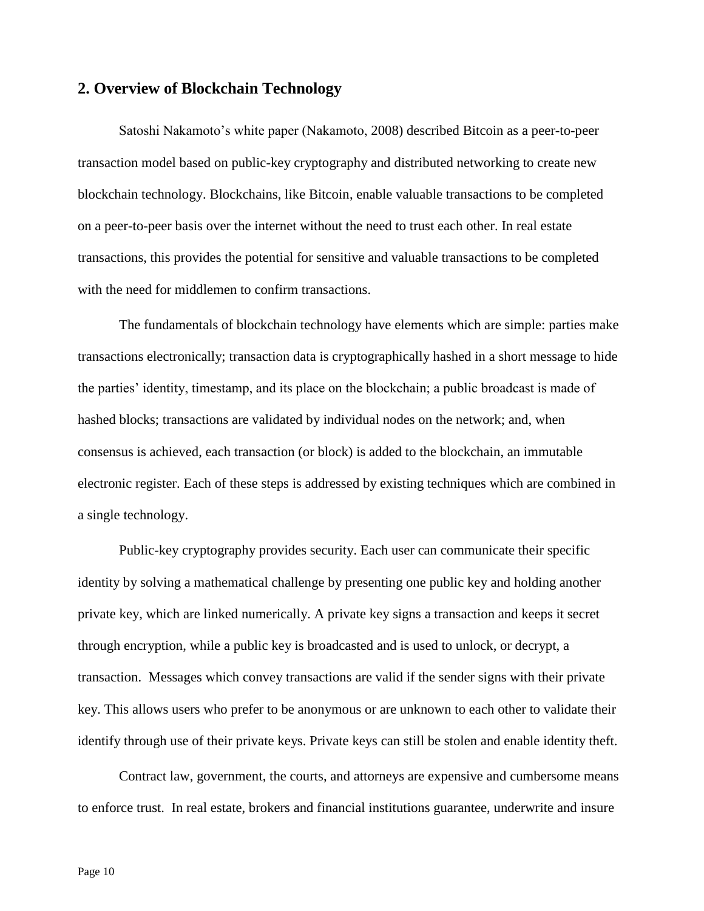## 2. Overview of Blockchain Technology

Satoshi Nakamoto's white paper (Nakamoto, 2008) described Bitcoin as a peer-to-peer transaction model based on public-key cryptography and distributed networking to create new blockchain technology. Blockchains, like Bitcoin, enable valuable transactions to be completed on a peer-to-peer basis over the internet without the need to trust each other. In real estate transactions, this provides the potential for sensitive and valuable transactions to be completed with the need for middlemen to confirm transactions.

The fundamentals of blockchain technology have elements which are simple: parties make transactions electronically; transaction data is cryptographically hashed in a short message to hide the parties' identity, timestamp, and its place on the blockchain; a public broadcast is made of hashed blocks; transactions are validated by individual nodes on the network; and, when consensus is achieved, each transaction (or block) is added to the blockchain, an immutable electronic register. Each of these steps is addressed by existing techniques which are combined in a single technology.

Public-key cryptography provides security. Each user can communicate their specific identity by solving a mathematical challenge by presenting one public key and holding another private key, which are linked numerically. A private key signs a transaction and keeps it secret through encryption, while a public key is broadcasted and is used to unlock, or decrypt, a transaction. Messages which convey transactions are valid if the sender signs with their private key. This allows users who prefer to be anonymous or are unknown to each other to validate their identify through use of their private keys. Private keys can still be stolen and enable identity theft.

Contract law, government, the courts, and attorneys are expensive and cumbersome means to enforce trust. In real estate, brokers and financial institutions guarantee, underwrite and insure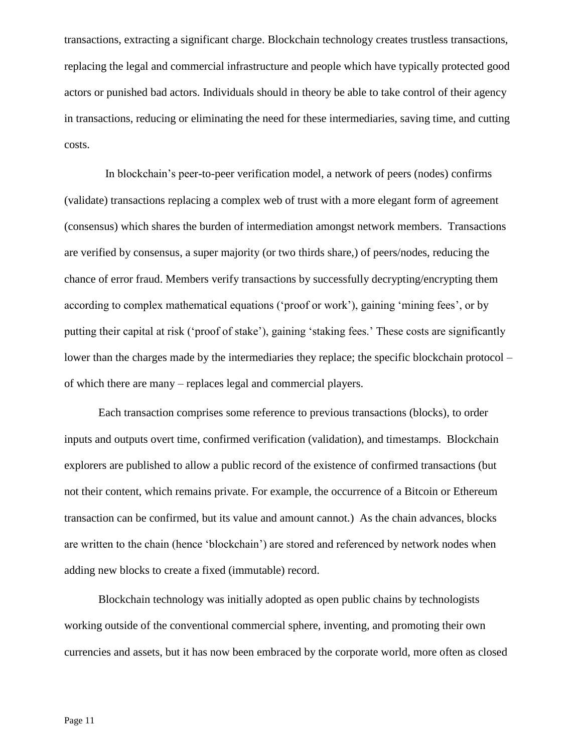transactions, extracting a significant charge. Blockchain technology creates trustless transactions, replacing the legal and commercial infrastructure and people which have typically protected good actors or punished bad actors. Individuals should in theory be able to take control of their agency in transactions, reducing or eliminating the need for these intermediaries, saving time, and cutting costs.

In blockchain's peer-to-peer verification model, a network of peers (nodes) confirms (validate) transactions replacing a complex web of trust with a more elegant form of agreement (consensus) which shares the burden of intermediation amongst network members. Transactions are verified by consensus, a super majority (or two thirds share,) of peers/nodes, reducing the chance of error fraud. Members verify transactions by successfully decrypting/encrypting them according to complex mathematical equations ('proof or work'), gaining 'mining fees', or by putting their capital at risk ('proof of stake'), gaining 'staking fees.' These costs are significantly lower than the charges made by the intermediaries they replace; the specific blockchain protocol – of which there are many – replaces legal and commercial players.

Each transaction comprises some reference to previous transactions (blocks), to order inputs and outputs overt time, confirmed verification (validation), and timestamps. Blockchain explorers are published to allow a public record of the existence of confirmed transactions (but not their content, which remains private. For example, the occurrence of a Bitcoin or Ethereum transaction can be confirmed, but its value and amount cannot.) As the chain advances, blocks are written to the chain (hence 'blockchain') are stored and referenced by network nodes when adding new blocks to create a fixed (immutable) record.

Blockchain technology was initially adopted as open public chains by technologists working outside of the conventional commercial sphere, inventing, and promoting their own currencies and assets, but it has now been embraced by the corporate world, more often as closed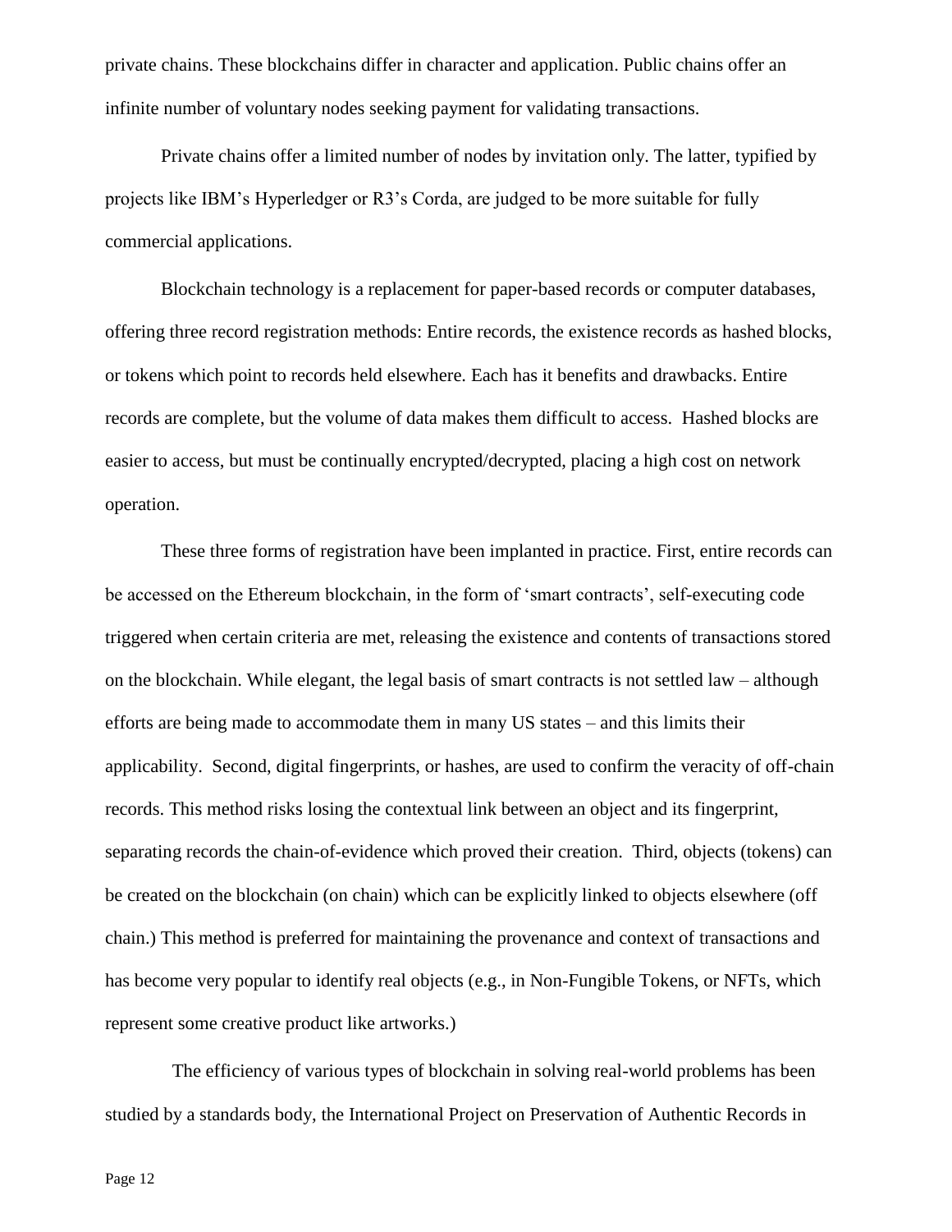private chains. These blockchains differ in character and application. Public chains offer an infinite number of voluntary nodes seeking payment for validating transactions.

Private chains offer a limited number of nodes by invitation only. The latter, typified by projects like IBM's Hyperledger or R3's Corda, are judged to be more suitable for fully commercial applications.

Blockchain technology is a replacement for paper-based records or computer databases, offering three record registration methods: Entire records, the existence records as hashed blocks, or tokens which point to records held elsewhere. Each has it benefits and drawbacks. Entire records are complete, but the volume of data makes them difficult to access. Hashed blocks are easier to access, but must be continually encrypted/decrypted, placing a high cost on network operation.

These three forms of registration have been implanted in practice. First, entire records can be accessed on the Ethereum blockchain, in the form of 'smart contracts', self-executing code triggered when certain criteria are met, releasing the existence and contents of transactions stored on the blockchain. While elegant, the legal basis of smart contracts is not settled law – although efforts are being made to accommodate them in many US states – and this limits their applicability. Second, digital fingerprints, or hashes, are used to confirm the veracity of off-chain records. This method risks losing the contextual link between an object and its fingerprint, separating records the chain-of-evidence which proved their creation. Third, objects (tokens) can be created on the blockchain (on chain) which can be explicitly linked to objects elsewhere (off chain.) This method is preferred for maintaining the provenance and context of transactions and has become very popular to identify real objects (e.g., in Non-Fungible Tokens, or NFTs, which represent some creative product like artworks.)

The efficiency of various types of blockchain in solving real-world problems has been studied by a standards body, the International Project on Preservation of Authentic Records in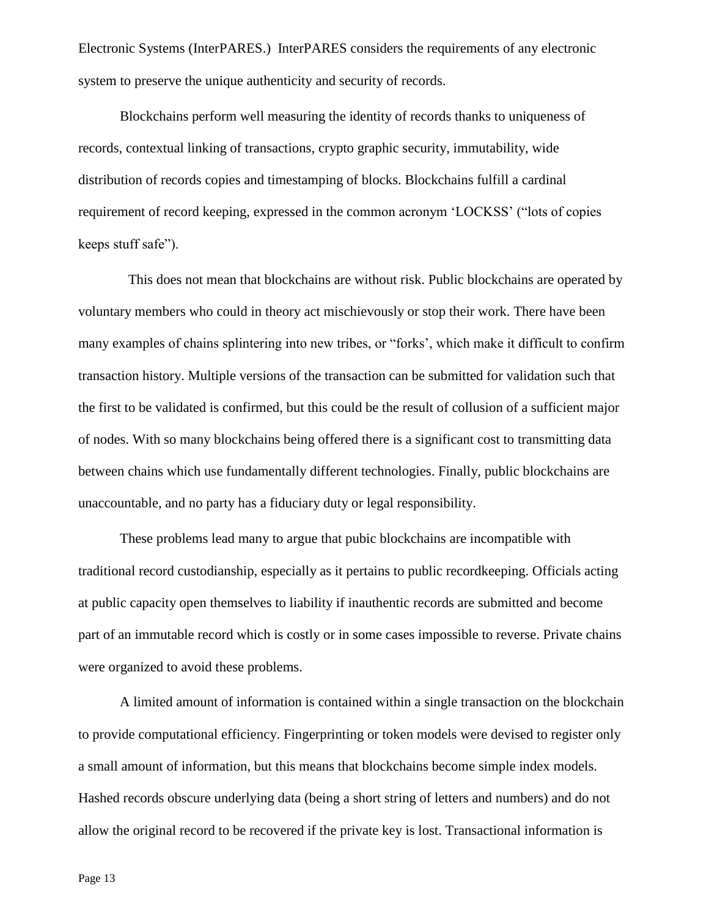Electronic Systems (InterPARES.) InterPARES considers the requirements of any electronic system to preserve the unique authenticity and security of records.

Blockchains perform well measuring the identity of records thanks to uniqueness of records, contextual linking of transactions, crypto graphic security, immutability, wide distribution of records copies and timestamping of blocks. Blockchains fulfill a cardinal requirement of record keeping, expressed in the common acronym 'LOCKSS' ("lots of copies keeps stuff safe").

This does not mean that blockchains are without risk. Public blockchains are operated by voluntary members who could in theory act mischievously or stop their work. There have been many examples of chains splintering into new tribes, or "forks', which make it difficult to confirm transaction history. Multiple versions of the transaction can be submitted for validation such that the first to be validated is confirmed, but this could be the result of collusion of a sufficient major of nodes. With so many blockchains being offered there is a significant cost to transmitting data between chains which use fundamentally different technologies. Finally, public blockchains are unaccountable, and no party has a fiduciary duty or legal responsibility.

These problems lead many to argue that pubic blockchains are incompatible with traditional record custodianship, especially as it pertains to public recordkeeping. Officials acting at public capacity open themselves to liability if inauthentic records are submitted and become part of an immutable record which is costly or in some cases impossible to reverse. Private chains were organized to avoid these problems.

A limited amount of information is contained within a single transaction on the blockchain to provide computational efficiency. Fingerprinting or token models were devised to register only a small amount of information, but this means that blockchains become simple index models. Hashed records obscure underlying data (being a short string of letters and numbers) and do not allow the original record to be recovered if the private key is lost. Transactional information is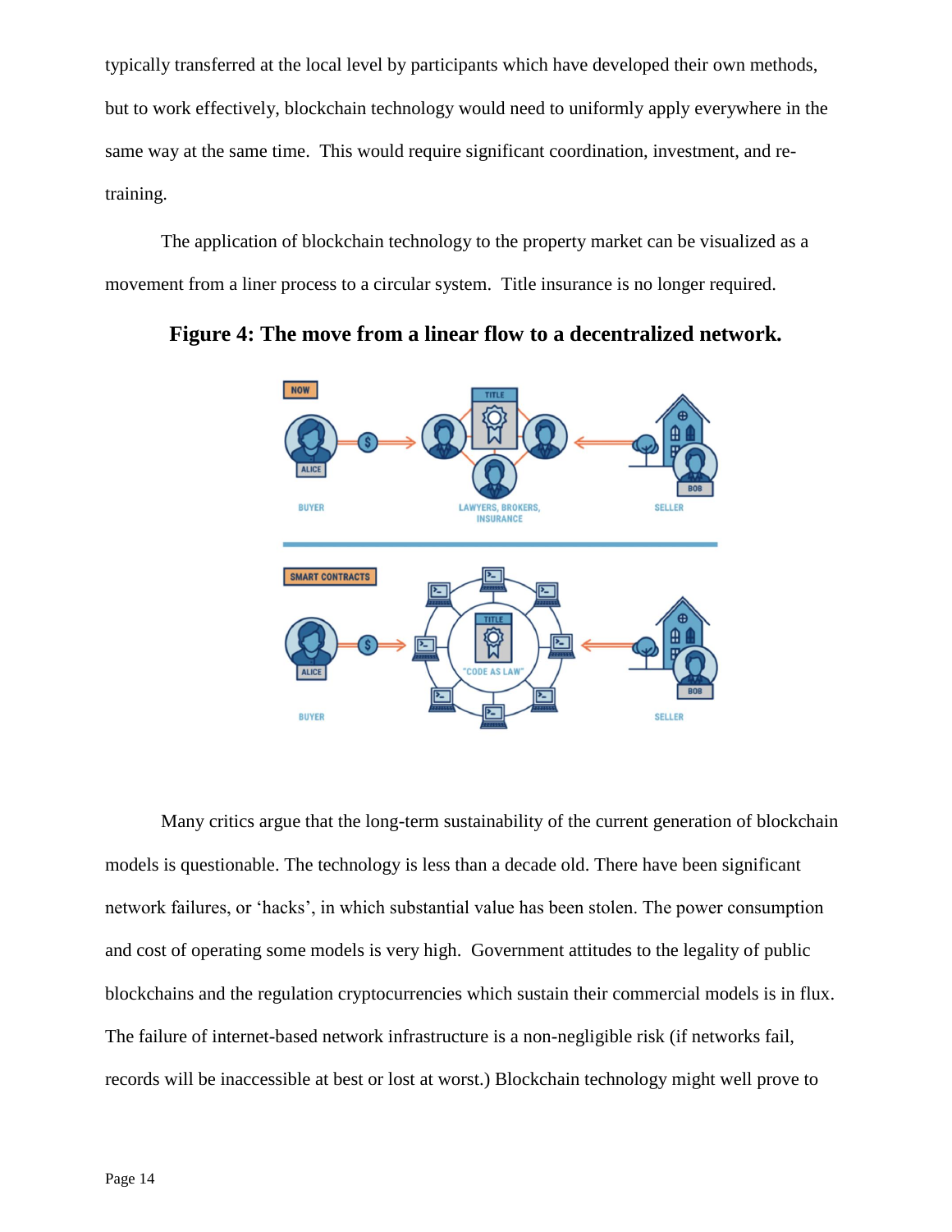typically transferred at the local level by participants which have developed their own methods, but to work effectively, blockchain technology would need to uniformly apply everywhere in the same way at the same time. This would require significant coordination, investment, and re-training.

The application of blockchain technology to the property market can be visualized as a movement from a liner process to a circular system. Title insurance is no longer required.

**Figure 4: The move from a linear flow to a decentralized network.**

Many critics argue that the long-term sustainability of the current generation of blockchain models is questionable. The technology is less than a decade old. There have been significant network failures, or 'hacks', in which substantial value has been stolen. The power consumption and cost of operating some models is very high. Government attitudes to the legality of public blockchains and the regulation cryptocurrencies which sustain their commercial models is in flux. The failure of internet-based network infrastructure is a non-negligible risk (if networks fail, records will be inaccessible at best or lost at worst.) Blockchain technology might well prove to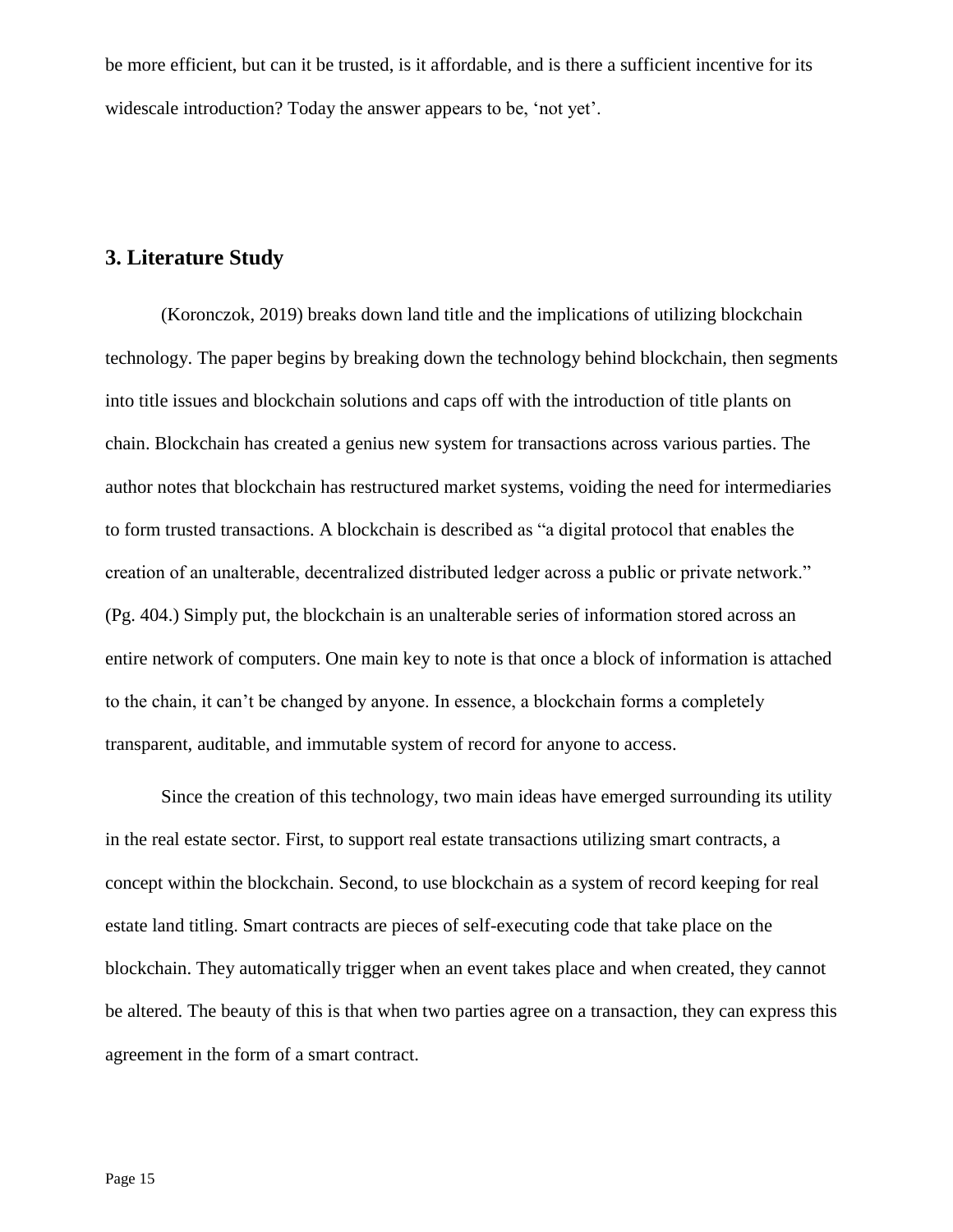be more efficient, but can it be trusted, is it affordable, and is there a sufficient incentive for its widescale introduction? Today the answer appears to be, 'not yet'.

## 3. Literature Study

(Koronczok, 2019) breaks down land title and the implications of utilizing blockchain technology. The paper begins by breaking down the technology behind blockchain, then segments into title issues and blockchain solutions and caps off with the introduction of title plants on chain. Blockchain has created a genius new system for transactions across various parties. The author notes that blockchain has restructured market systems, voiding the need for intermediaries to form trusted transactions. A blockchain is described as "a digital protocol that enables the creation of an unalterable, decentralized distributed ledger across a public or private network." (Pg. 404.) Simply put, the blockchain is an unalterable series of information stored across an entire network of computers. One main key to note is that once a block of information is attached to the chain, it can't be changed by anyone. In essence, a blockchain forms a completely transparent, auditable, and immutable system of record for anyone to access.

Since the creation of this technology, two main ideas have emerged surrounding its utility in the real estate sector. First, to support real estate transactions utilizing smart contracts, a concept within the blockchain. Second, to use blockchain as a system of record keeping for real estate land titling. Smart contracts are pieces of self-executing code that take place on the blockchain. They automatically trigger when an event takes place and when created, they cannot be altered. The beauty of this is that when two parties agree on a transaction, they can express this agreement in the form of a smart contract.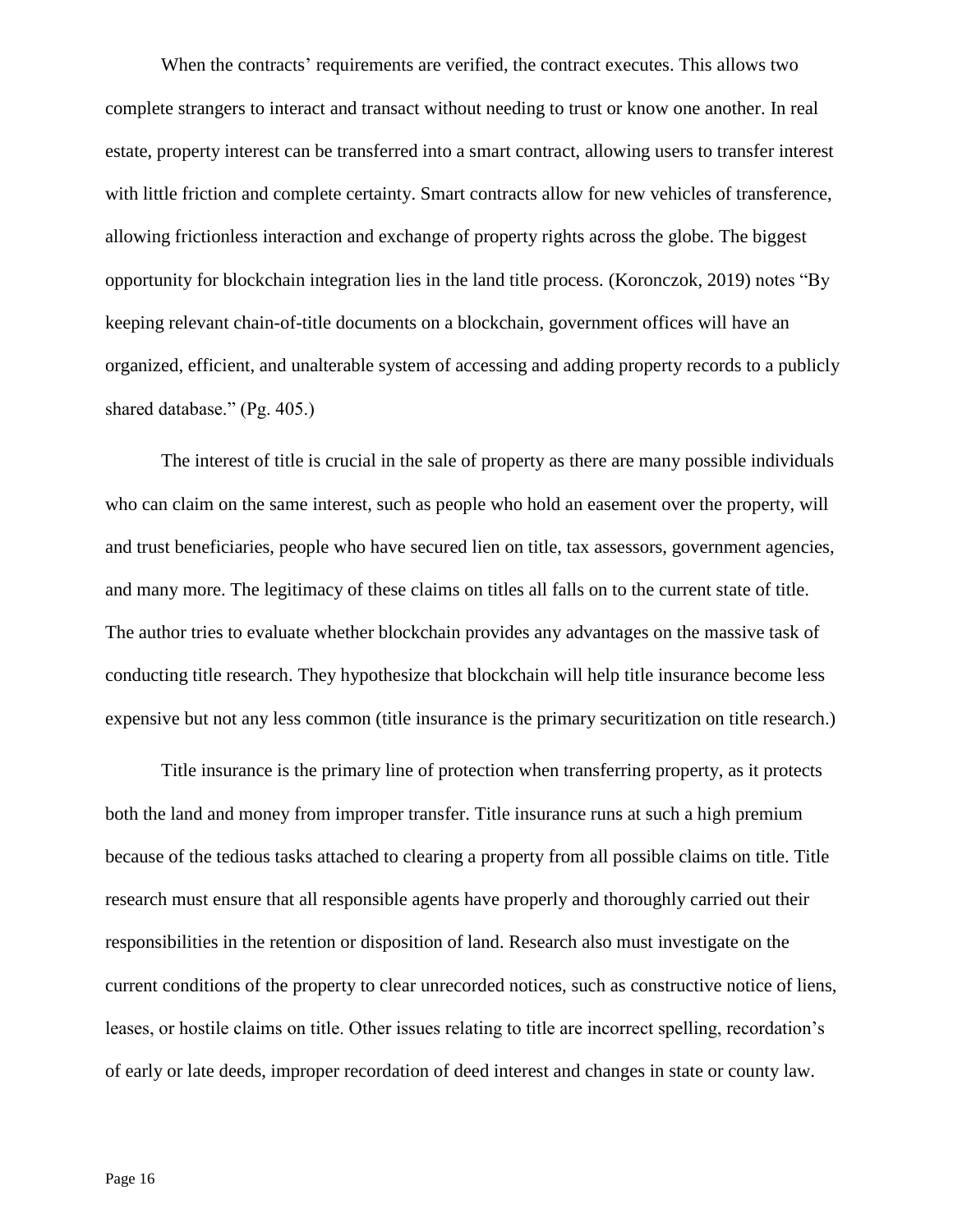When the contracts' requirements are verified, the contract executes. This allows two complete strangers to interact and transact without needing to trust or know one another. In real estate, property interest can be transferred into a smart contract, allowing users to transfer interest with little friction and complete certainty. Smart contracts allow for new vehicles of transference, allowing frictionless interaction and exchange of property rights across the globe. The biggest opportunity for blockchain integration lies in the land title process. (Koronczok, 2019) notes "By keeping relevant chain-of-title documents on a blockchain, government offices will have an organized, efficient, and unalterable system of accessing and adding property records to a publicly shared database." (Pg. 405.)

The interest of title is crucial in the sale of property as there are many possible individuals who can claim on the same interest, such as people who hold an easement over the property, will and trust beneficiaries, people who have secured lien on title, tax assessors, government agencies, and many more. The legitimacy of these claims on titles all falls on to the current state of title. The author tries to evaluate whether blockchain provides any advantages on the massive task of conducting title research. They hypothesize that blockchain will help title insurance become less expensive but not any less common (title insurance is the primary securitization on title research.)

Title insurance is the primary line of protection when transferring property, as it protects both the land and money from improper transfer. Title insurance runs at such a high premium because of the tedious tasks attached to clearing a property from all possible claims on title. Title research must ensure that all responsible agents have properly and thoroughly carried out their responsibilities in the retention or disposition of land. Research also must investigate on the current conditions of the property to clear unrecorded notices, such as constructive notice of liens, leases, or hostile claims on title. Other issues relating to title are incorrect spelling, recordation's of early or late deeds, improper recordation of deed interest and changes in state or county law.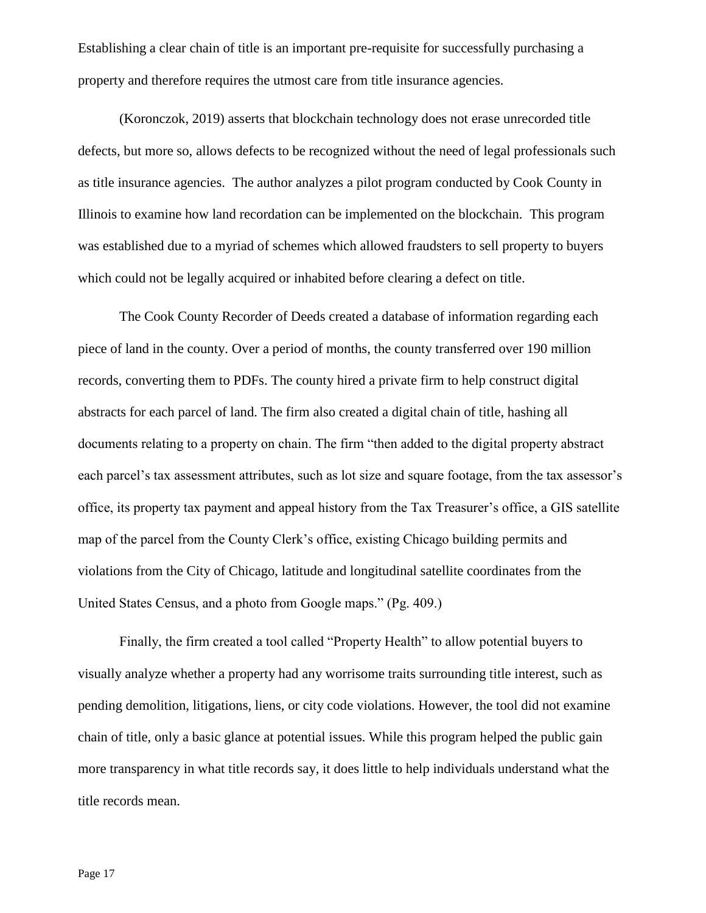Establishing a clear chain of title is an important pre-requisite for successfully purchasing a property and therefore requires the utmost care from title insurance agencies.

(Koronczok, 2019) asserts that blockchain technology does not erase unrecorded title defects, but more so, allows defects to be recognized without the need of legal professionals such as title insurance agencies. The author analyzes a pilot program conducted by Cook County in Illinois to examine how land recordation can be implemented on the blockchain. This program was established due to a myriad of schemes which allowed fraudsters to sell property to buyers which could not be legally acquired or inhabited before clearing a defect on title.

The Cook County Recorder of Deeds created a database of information regarding each piece of land in the county. Over a period of months, the county transferred over 190 million records, converting them to PDFs. The county hired a private firm to help construct digital abstracts for each parcel of land. The firm also created a digital chain of title, hashing all documents relating to a property on chain. The firm "then added to the digital property abstract each parcel's tax assessment attributes, such as lot size and square footage, from the tax assessor's office, its property tax payment and appeal history from the Tax Treasurer's office, a GIS satellite map of the parcel from the County Clerk's office, existing Chicago building permits and violations from the City of Chicago, latitude and longitudinal satellite coordinates from the United States Census, and a photo from Google maps." (Pg. 409.)

Finally, the firm created a tool called "Property Health" to allow potential buyers to visually analyze whether a property had any worrisome traits surrounding title interest, such as pending demolition, litigations, liens, or city code violations. However, the tool did not examine chain of title, only a basic glance at potential issues. While this program helped the public gain more transparency in what title records say, it does little to help individuals understand what the title records mean.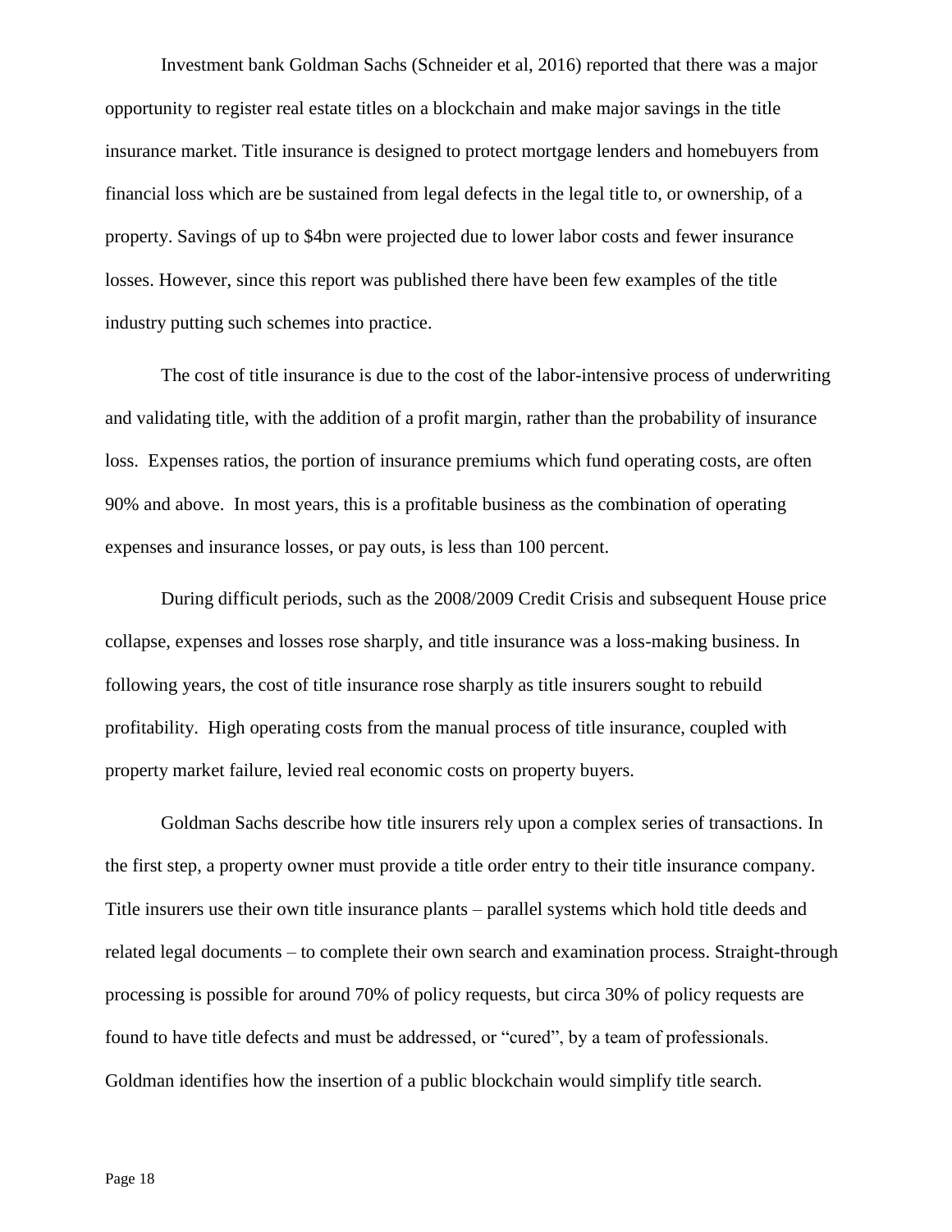Investment bank Goldman Sachs (Schneider et al, 2016) reported that there was a major opportunity to register real estate titles on a blockchain and make major savings in the title insurance market. Title insurance is designed to protect mortgage lenders and homebuyers from financial loss which are be sustained from legal defects in the legal title to, or ownership, of a property. Savings of up to $4bn were projected due to lower labor costs and fewer insurance losses. However, since this report was published there have been few examples of the title industry putting such schemes into practice.

The cost of title insurance is due to the cost of the labor-intensive process of underwriting and validating title, with the addition of a profit margin, rather than the probability of insurance loss. Expenses ratios, the portion of insurance premiums which fund operating costs, are often 90% and above. In most years, this is a profitable business as the combination of operating expenses and insurance losses, or pay outs, is less than 100 percent.

During difficult periods, such as the 2008/2009 Credit Crisis and subsequent House price collapse, expenses and losses rose sharply, and title insurance was a loss-making business. In following years, the cost of title insurance rose sharply as title insurers sought to rebuild profitability. High operating costs from the manual process of title insurance, coupled with property market failure, levied real economic costs on property buyers.

Goldman Sachs describe how title insurers rely upon a complex series of transactions. In the first step, a property owner must provide a title order entry to their title insurance company. Title insurers use their own title insurance plants – parallel systems which hold title deeds and related legal documents – to complete their own search and examination process. Straight-through processing is possible for around 70% of policy requests, but circa 30% of policy requests are found to have title defects and must be addressed, or "cured", by a team of professionals. Goldman identifies how the insertion of a public blockchain would simplify title search.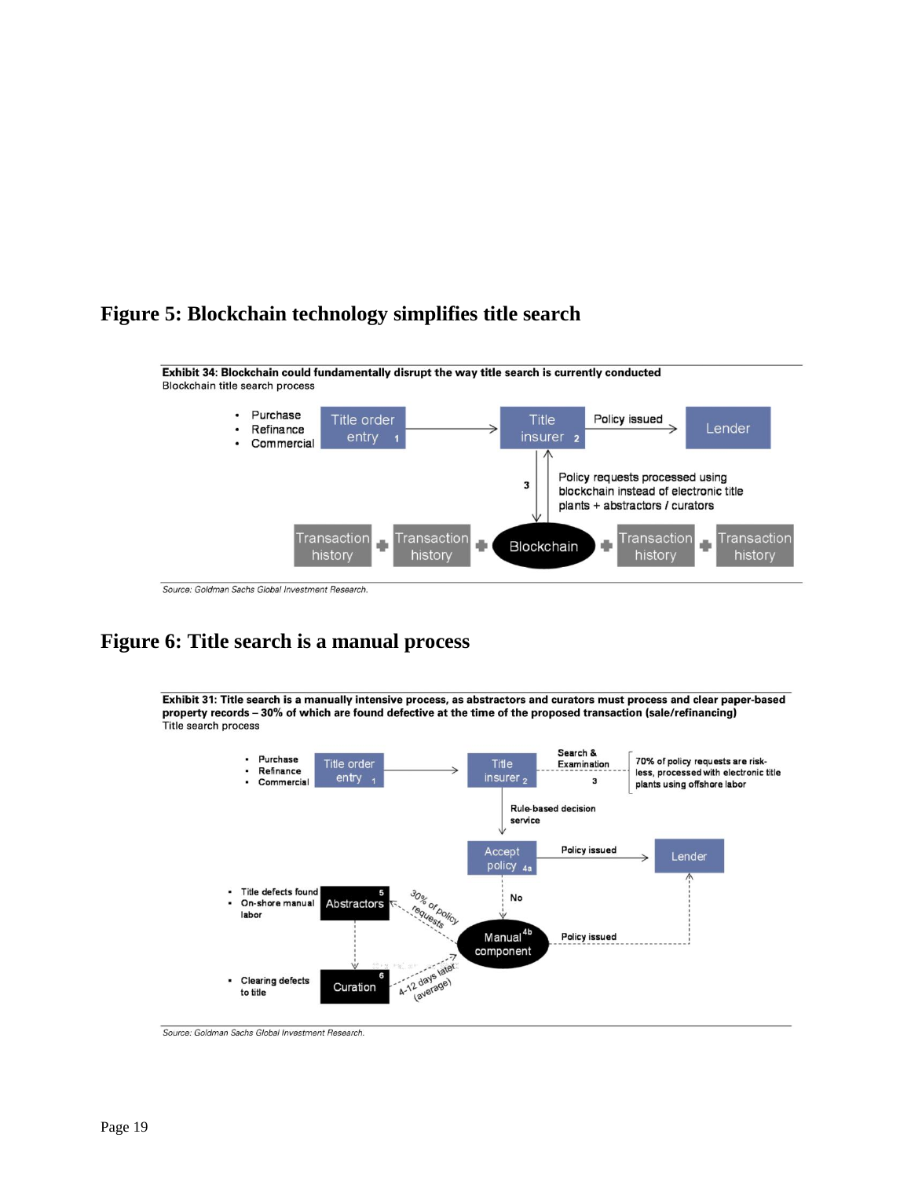## Figure 5: Blockchain technology simplifies title search

**Exhibit 34: Blockchain could fundamentally disrupt the way title search is currently conducted**
Blockchain title search process

- Purchase
- Refinance
- Commercial

Title order entry 1 → Title insurer 2 → Policy issued → Lender

3 — Policy requests processed using blockchain instead of electronic title plants + abstractors / curators

Transaction history + Transaction history + Blockchain + Transaction history + Transaction history

*Source: Goldman Sachs Global Investment Research.*

## Figure 6: Title search is a manual process

**Exhibit 31: Title search is a manually intensive process, as abstractors and curators must process and clear paper-based property records – 30% of which are found defective at the time of the proposed transaction (sale/refinancing)**
Title search process

- Purchase
- Refinance
- Commercial

Title order entry 1 → Title insurer 2 — Search & Examination 3 — 70% of policy requests are risk-less, processed with electronic title plants using offshore labor

Rule-based decision service → Accept policy 4a → Policy issued → Lender

No → Manual component 4b → Policy issued → Lender

30% of policy requests → Abstractors 5
- Title defects found
- On-shore manual labor

Curation 6 → 4-12 days later (average)
- Clearing defects to title

*Source: Goldman Sachs Global Investment Research.*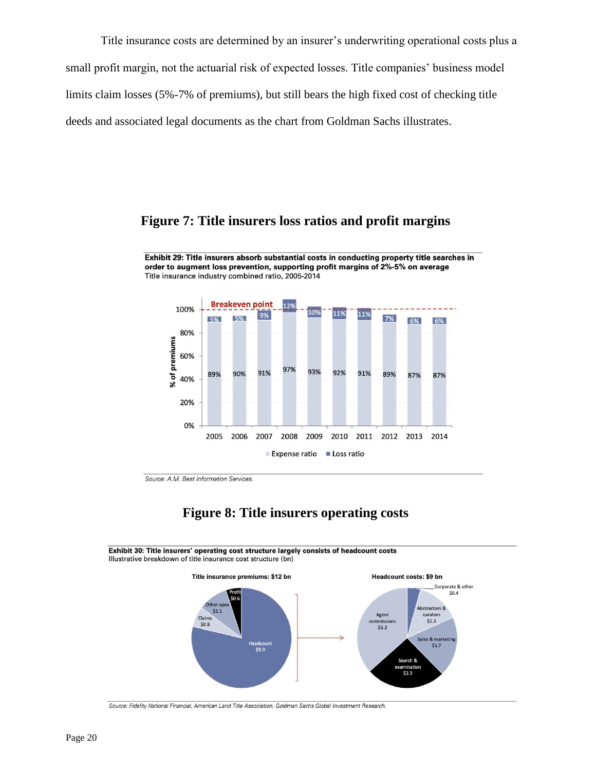Title insurance costs are determined by an insurer's underwriting operational costs plus a small profit margin, not the actuarial risk of expected losses. Title companies' business model limits claim losses (5%-7% of premiums), but still bears the high fixed cost of checking title deeds and associated legal documents as the chart from Goldman Sachs illustrates.

## Figure 7: Title insurers loss ratios and profit margins

**Exhibit 29: Title insurers absorb substantial costs in conducting property title searches in order to augment loss prevention, supporting profit margins of 2%-5% on average**
Title insurance industry combined ratio, 2005-2014

| Year | Expense ratio | Loss ratio |
|---|---|---|
| 2005 | 89% | 5% |
| 2006 | 90% | 5% |
| 2007 | 91% | 9% |
| 2008 | 97% | 12% |
| 2009 | 93% | 10% |
| 2010 | 92% | 11% |
| 2011 | 91% | 11% |
| 2012 | 89% | 7% |
| 2013 | 87% | 6% |
| 2014 | 87% | 6% |

Breakeven point: 100% of premiums

*Source: A.M. Best Information Services.*

## Figure 8: Title insurers operating costs

**Exhibit 30: Title insurers' operating cost structure largely consists of headcount costs**
Illustrative breakdown of title insurance cost structure (bn)

Title insurance premiums: $12 bn

- Headcount $9.0
- Claims $0.8
- Other opex $1.1
- Profit $0.6

Headcount costs: $9 bn

- Agent commissions $3.3
- Search & examination $2.3
- Sales & marketing $1.7
- Abstractors & curators $1.3
- Corporate & other $0.4

*Source: Fidelity National Financial, American Land Title Association, Goldman Sachs Global Investment Research.*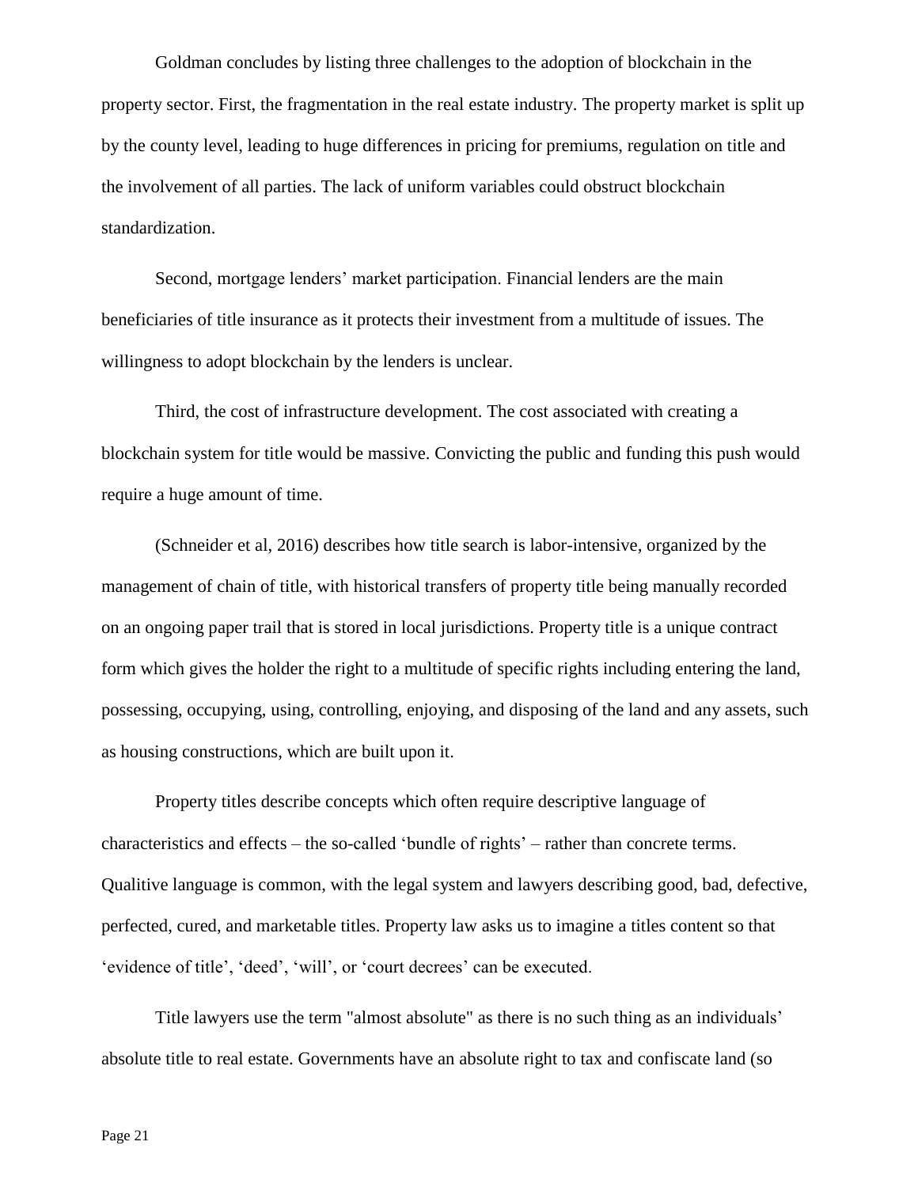Goldman concludes by listing three challenges to the adoption of blockchain in the property sector. First, the fragmentation in the real estate industry. The property market is split up by the county level, leading to huge differences in pricing for premiums, regulation on title and the involvement of all parties. The lack of uniform variables could obstruct blockchain standardization.

Second, mortgage lenders' market participation. Financial lenders are the main beneficiaries of title insurance as it protects their investment from a multitude of issues. The willingness to adopt blockchain by the lenders is unclear.

Third, the cost of infrastructure development. The cost associated with creating a blockchain system for title would be massive. Convicting the public and funding this push would require a huge amount of time.

(Schneider et al, 2016) describes how title search is labor-intensive, organized by the management of chain of title, with historical transfers of property title being manually recorded on an ongoing paper trail that is stored in local jurisdictions. Property title is a unique contract form which gives the holder the right to a multitude of specific rights including entering the land, possessing, occupying, using, controlling, enjoying, and disposing of the land and any assets, such as housing constructions, which are built upon it.

Property titles describe concepts which often require descriptive language of characteristics and effects – the so-called 'bundle of rights' – rather than concrete terms. Qualitive language is common, with the legal system and lawyers describing good, bad, defective, perfected, cured, and marketable titles. Property law asks us to imagine a titles content so that 'evidence of title', 'deed', 'will', or 'court decrees' can be executed.

Title lawyers use the term "almost absolute" as there is no such thing as an individuals' absolute title to real estate. Governments have an absolute right to tax and confiscate land (so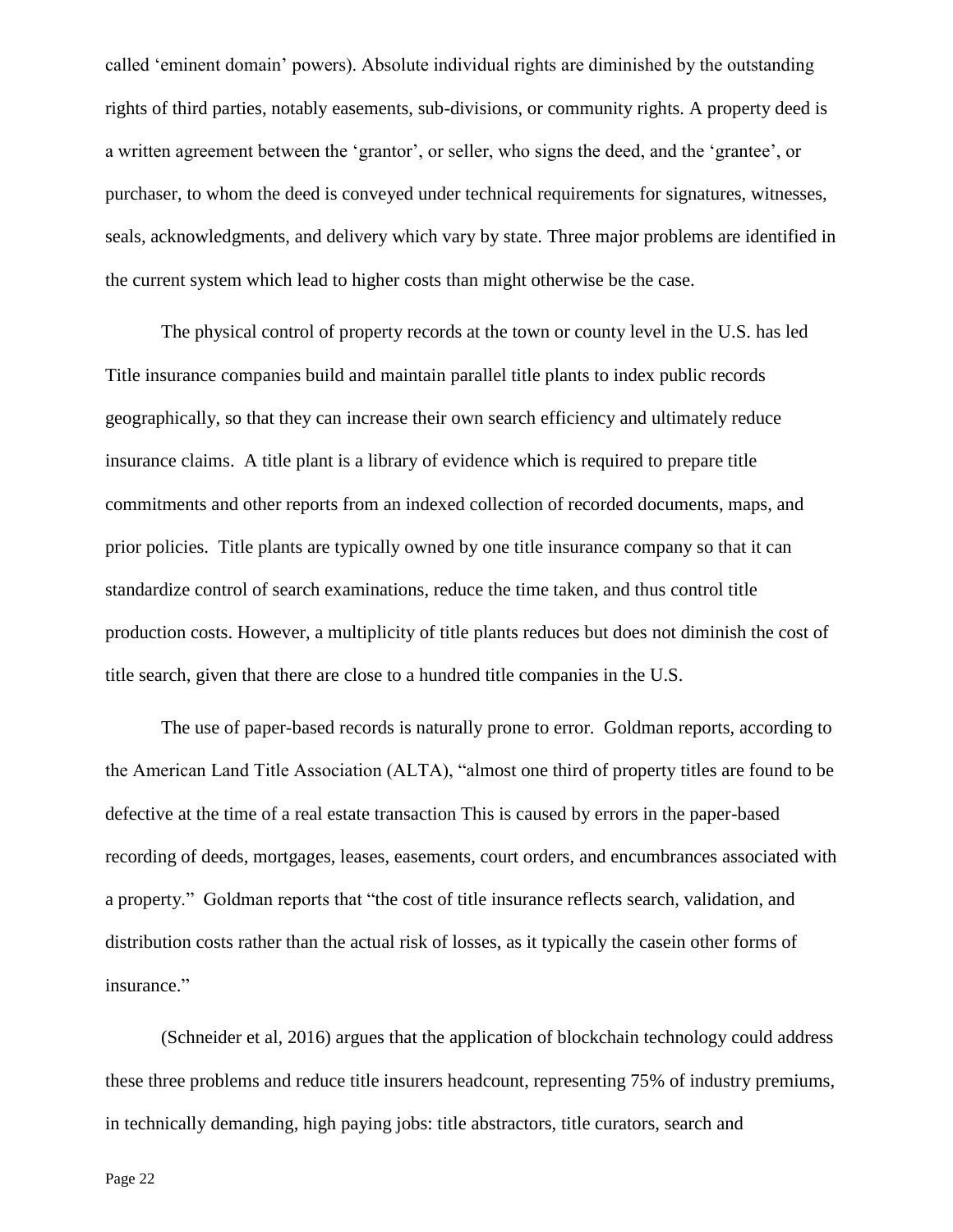called 'eminent domain' powers). Absolute individual rights are diminished by the outstanding rights of third parties, notably easements, sub-divisions, or community rights. A property deed is a written agreement between the 'grantor', or seller, who signs the deed, and the 'grantee', or purchaser, to whom the deed is conveyed under technical requirements for signatures, witnesses, seals, acknowledgments, and delivery which vary by state. Three major problems are identified in the current system which lead to higher costs than might otherwise be the case.

The physical control of property records at the town or county level in the U.S. has led Title insurance companies build and maintain parallel title plants to index public records geographically, so that they can increase their own search efficiency and ultimately reduce insurance claims. A title plant is a library of evidence which is required to prepare title commitments and other reports from an indexed collection of recorded documents, maps, and prior policies. Title plants are typically owned by one title insurance company so that it can standardize control of search examinations, reduce the time taken, and thus control title production costs. However, a multiplicity of title plants reduces but does not diminish the cost of title search, given that there are close to a hundred title companies in the U.S.

The use of paper-based records is naturally prone to error. Goldman reports, according to the American Land Title Association (ALTA), "almost one third of property titles are found to be defective at the time of a real estate transaction This is caused by errors in the paper-based recording of deeds, mortgages, leases, easements, court orders, and encumbrances associated with a property." Goldman reports that "the cost of title insurance reflects search, validation, and distribution costs rather than the actual risk of losses, as it typically the casein other forms of insurance."

(Schneider et al, 2016) argues that the application of blockchain technology could address these three problems and reduce title insurers headcount, representing 75% of industry premiums, in technically demanding, high paying jobs: title abstractors, title curators, search and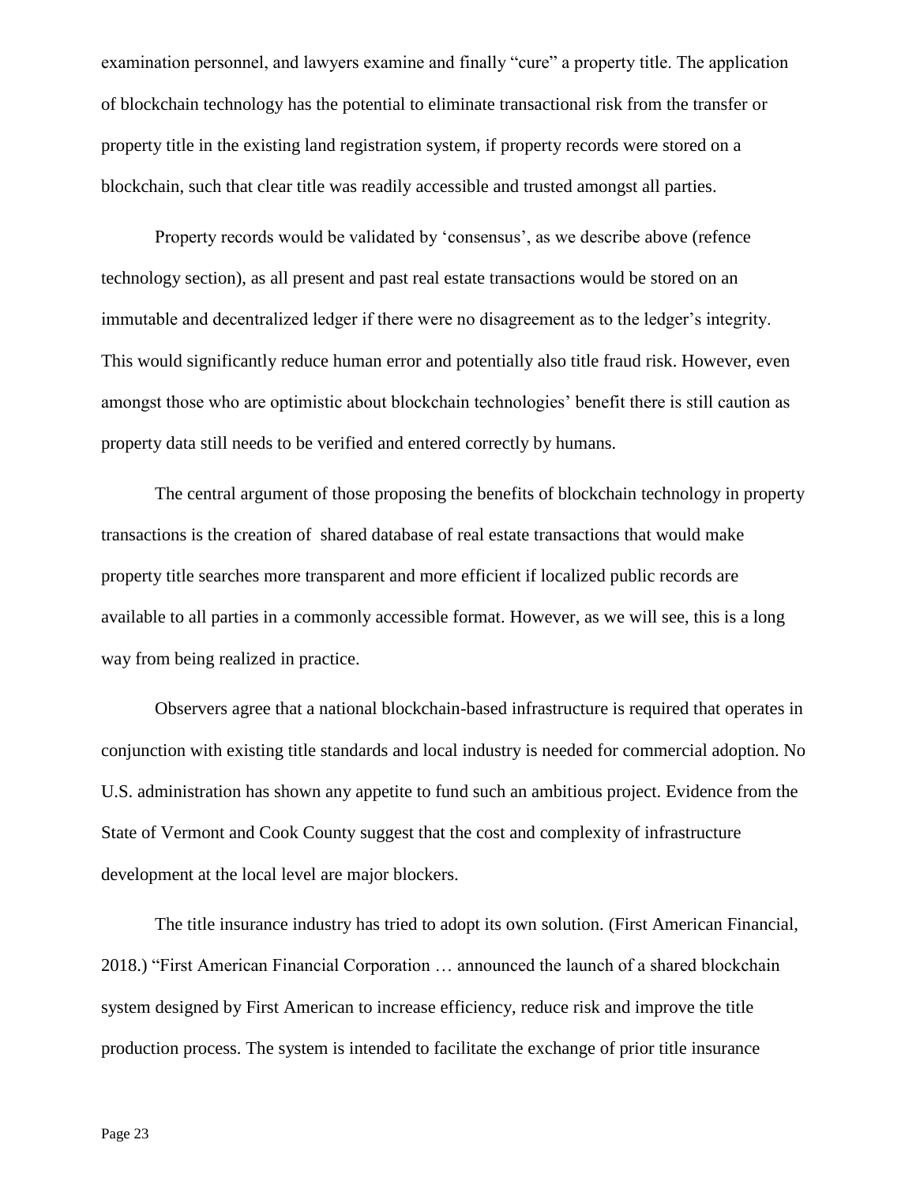examination personnel, and lawyers examine and finally "cure" a property title. The application of blockchain technology has the potential to eliminate transactional risk from the transfer or property title in the existing land registration system, if property records were stored on a blockchain, such that clear title was readily accessible and trusted amongst all parties.

Property records would be validated by 'consensus', as we describe above (refence technology section), as all present and past real estate transactions would be stored on an immutable and decentralized ledger if there were no disagreement as to the ledger's integrity. This would significantly reduce human error and potentially also title fraud risk. However, even amongst those who are optimistic about blockchain technologies' benefit there is still caution as property data still needs to be verified and entered correctly by humans.

The central argument of those proposing the benefits of blockchain technology in property transactions is the creation of shared database of real estate transactions that would make property title searches more transparent and more efficient if localized public records are available to all parties in a commonly accessible format. However, as we will see, this is a long way from being realized in practice.

Observers agree that a national blockchain-based infrastructure is required that operates in conjunction with existing title standards and local industry is needed for commercial adoption. No U.S. administration has shown any appetite to fund such an ambitious project. Evidence from the State of Vermont and Cook County suggest that the cost and complexity of infrastructure development at the local level are major blockers.

The title insurance industry has tried to adopt its own solution. (First American Financial, 2018.) "First American Financial Corporation … announced the launch of a shared blockchain system designed by First American to increase efficiency, reduce risk and improve the title production process. The system is intended to facilitate the exchange of prior title insurance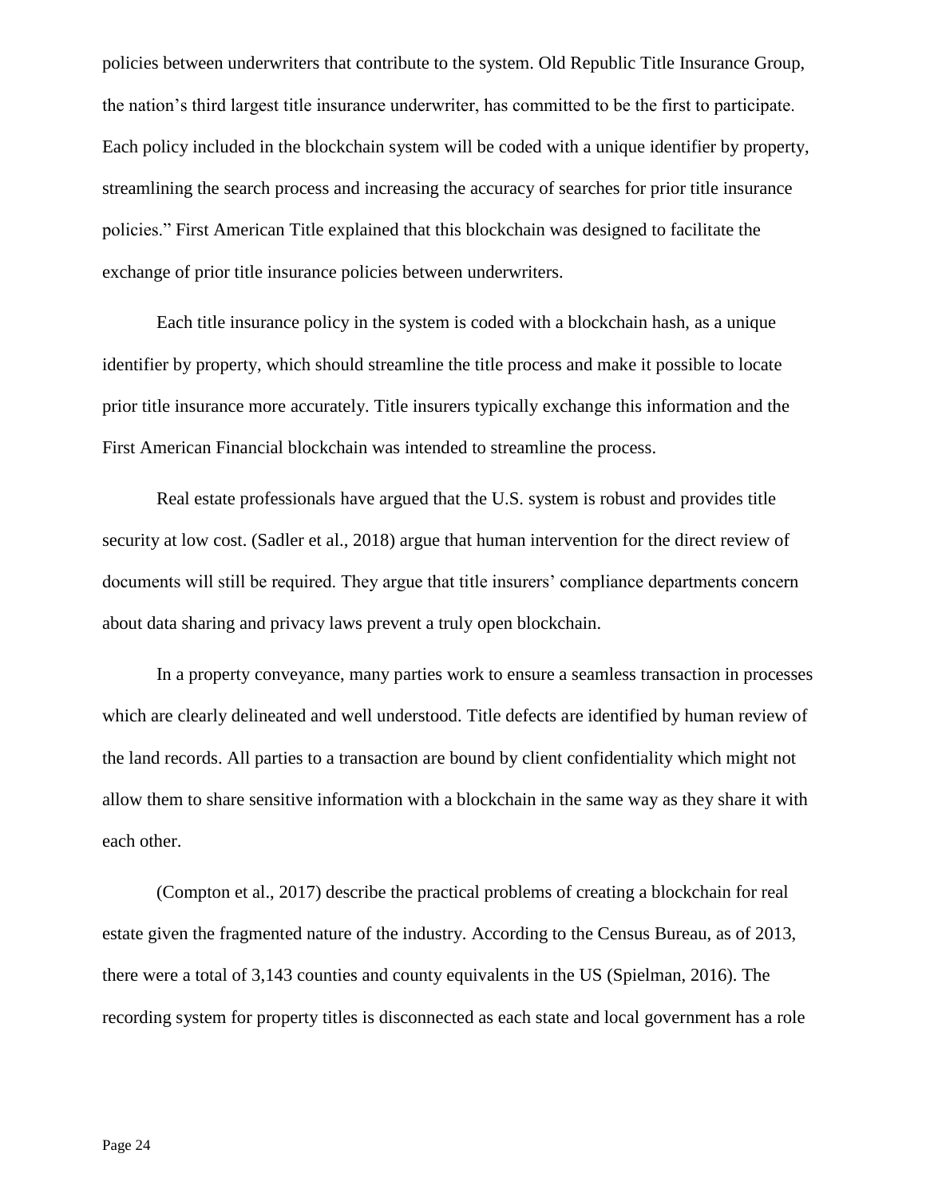policies between underwriters that contribute to the system. Old Republic Title Insurance Group, the nation's third largest title insurance underwriter, has committed to be the first to participate. Each policy included in the blockchain system will be coded with a unique identifier by property, streamlining the search process and increasing the accuracy of searches for prior title insurance policies." First American Title explained that this blockchain was designed to facilitate the exchange of prior title insurance policies between underwriters.

Each title insurance policy in the system is coded with a blockchain hash, as a unique identifier by property, which should streamline the title process and make it possible to locate prior title insurance more accurately. Title insurers typically exchange this information and the First American Financial blockchain was intended to streamline the process.

Real estate professionals have argued that the U.S. system is robust and provides title security at low cost. (Sadler et al., 2018) argue that human intervention for the direct review of documents will still be required. They argue that title insurers' compliance departments concern about data sharing and privacy laws prevent a truly open blockchain.

In a property conveyance, many parties work to ensure a seamless transaction in processes which are clearly delineated and well understood. Title defects are identified by human review of the land records. All parties to a transaction are bound by client confidentiality which might not allow them to share sensitive information with a blockchain in the same way as they share it with each other.

(Compton et al., 2017) describe the practical problems of creating a blockchain for real estate given the fragmented nature of the industry. According to the Census Bureau, as of 2013, there were a total of 3,143 counties and county equivalents in the US (Spielman, 2016). The recording system for property titles is disconnected as each state and local government has a role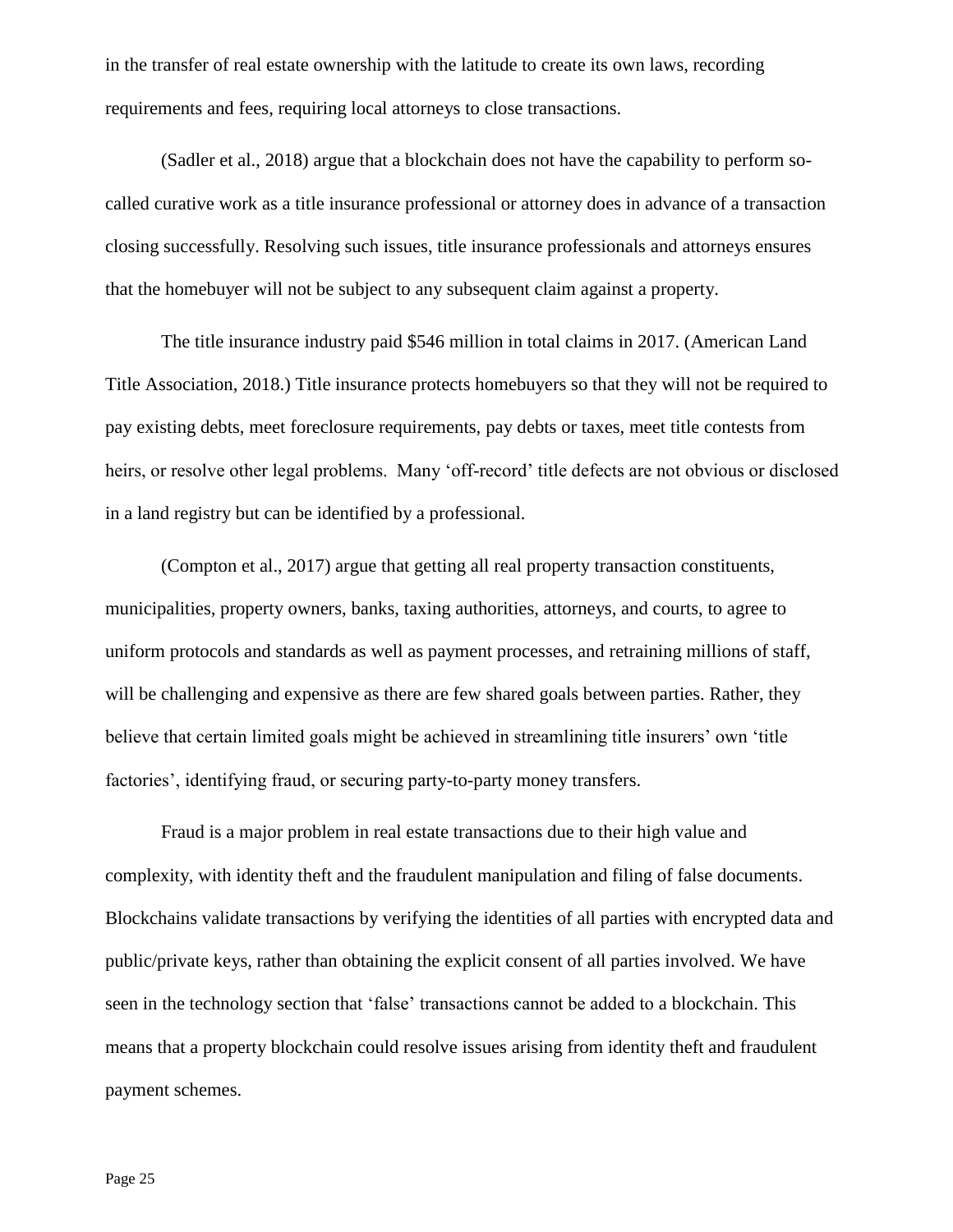in the transfer of real estate ownership with the latitude to create its own laws, recording requirements and fees, requiring local attorneys to close transactions.

(Sadler et al., 2018) argue that a blockchain does not have the capability to perform so-called curative work as a title insurance professional or attorney does in advance of a transaction closing successfully. Resolving such issues, title insurance professionals and attorneys ensures that the homebuyer will not be subject to any subsequent claim against a property.

The title insurance industry paid $546 million in total claims in 2017. (American Land Title Association, 2018.) Title insurance protects homebuyers so that they will not be required to pay existing debts, meet foreclosure requirements, pay debts or taxes, meet title contests from heirs, or resolve other legal problems. Many 'off-record' title defects are not obvious or disclosed in a land registry but can be identified by a professional.

(Compton et al., 2017) argue that getting all real property transaction constituents, municipalities, property owners, banks, taxing authorities, attorneys, and courts, to agree to uniform protocols and standards as well as payment processes, and retraining millions of staff, will be challenging and expensive as there are few shared goals between parties. Rather, they believe that certain limited goals might be achieved in streamlining title insurers' own 'title factories', identifying fraud, or securing party-to-party money transfers.

Fraud is a major problem in real estate transactions due to their high value and complexity, with identity theft and the fraudulent manipulation and filing of false documents. Blockchains validate transactions by verifying the identities of all parties with encrypted data and public/private keys, rather than obtaining the explicit consent of all parties involved. We have seen in the technology section that 'false' transactions cannot be added to a blockchain. This means that a property blockchain could resolve issues arising from identity theft and fraudulent payment schemes.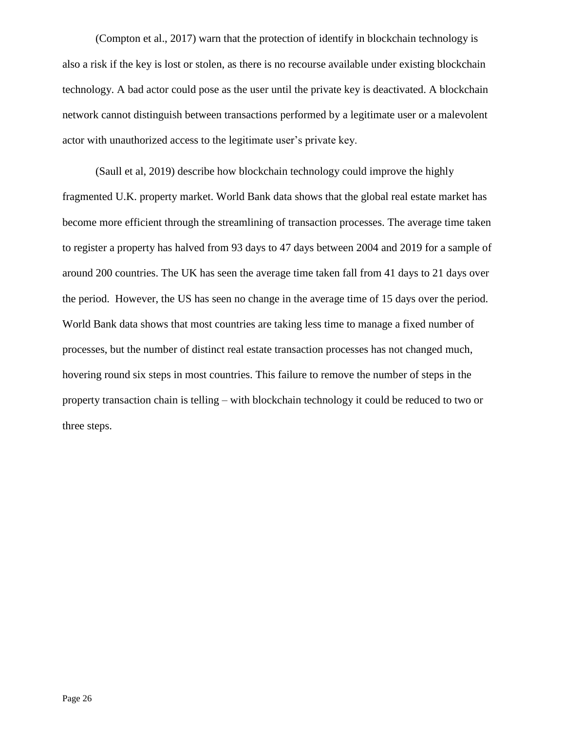(Compton et al., 2017) warn that the protection of identify in blockchain technology is also a risk if the key is lost or stolen, as there is no recourse available under existing blockchain technology. A bad actor could pose as the user until the private key is deactivated. A blockchain network cannot distinguish between transactions performed by a legitimate user or a malevolent actor with unauthorized access to the legitimate user's private key.

(Saull et al, 2019) describe how blockchain technology could improve the highly fragmented U.K. property market. World Bank data shows that the global real estate market has become more efficient through the streamlining of transaction processes. The average time taken to register a property has halved from 93 days to 47 days between 2004 and 2019 for a sample of around 200 countries. The UK has seen the average time taken fall from 41 days to 21 days over the period. However, the US has seen no change in the average time of 15 days over the period. World Bank data shows that most countries are taking less time to manage a fixed number of processes, but the number of distinct real estate transaction processes has not changed much, hovering round six steps in most countries. This failure to remove the number of steps in the property transaction chain is telling – with blockchain technology it could be reduced to two or three steps.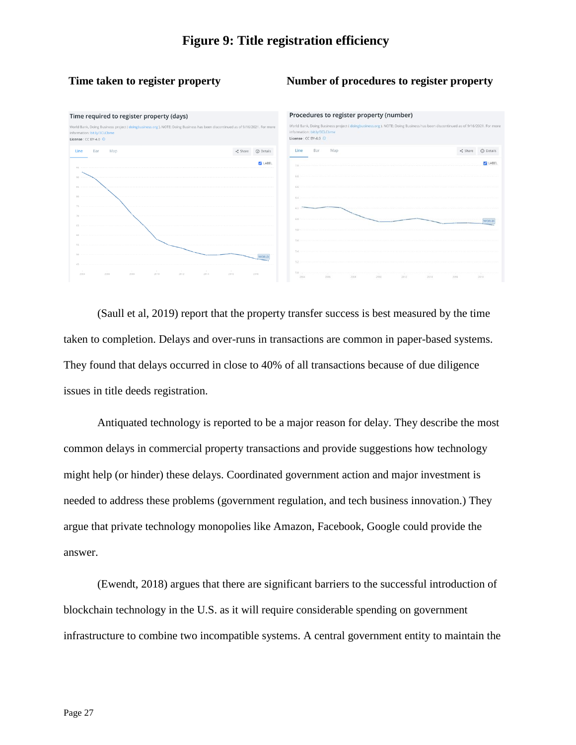# Figure 9: Title registration efficiency

**Time taken to register property** **Number of procedures to register property**

(Saull et al, 2019) report that the property transfer success is best measured by the time taken to completion. Delays and over-runs in transactions are common in paper-based systems. They found that delays occurred in close to 40% of all transactions because of due diligence issues in title deeds registration.

Antiquated technology is reported to be a major reason for delay. They describe the most common delays in commercial property transactions and provide suggestions how technology might help (or hinder) these delays. Coordinated government action and major investment is needed to address these problems (government regulation, and tech business innovation.) They argue that private technology monopolies like Amazon, Facebook, Google could provide the answer.

(Ewendt, 2018) argues that there are significant barriers to the successful introduction of blockchain technology in the U.S. as it will require considerable spending on government infrastructure to combine two incompatible systems. A central government entity to maintain the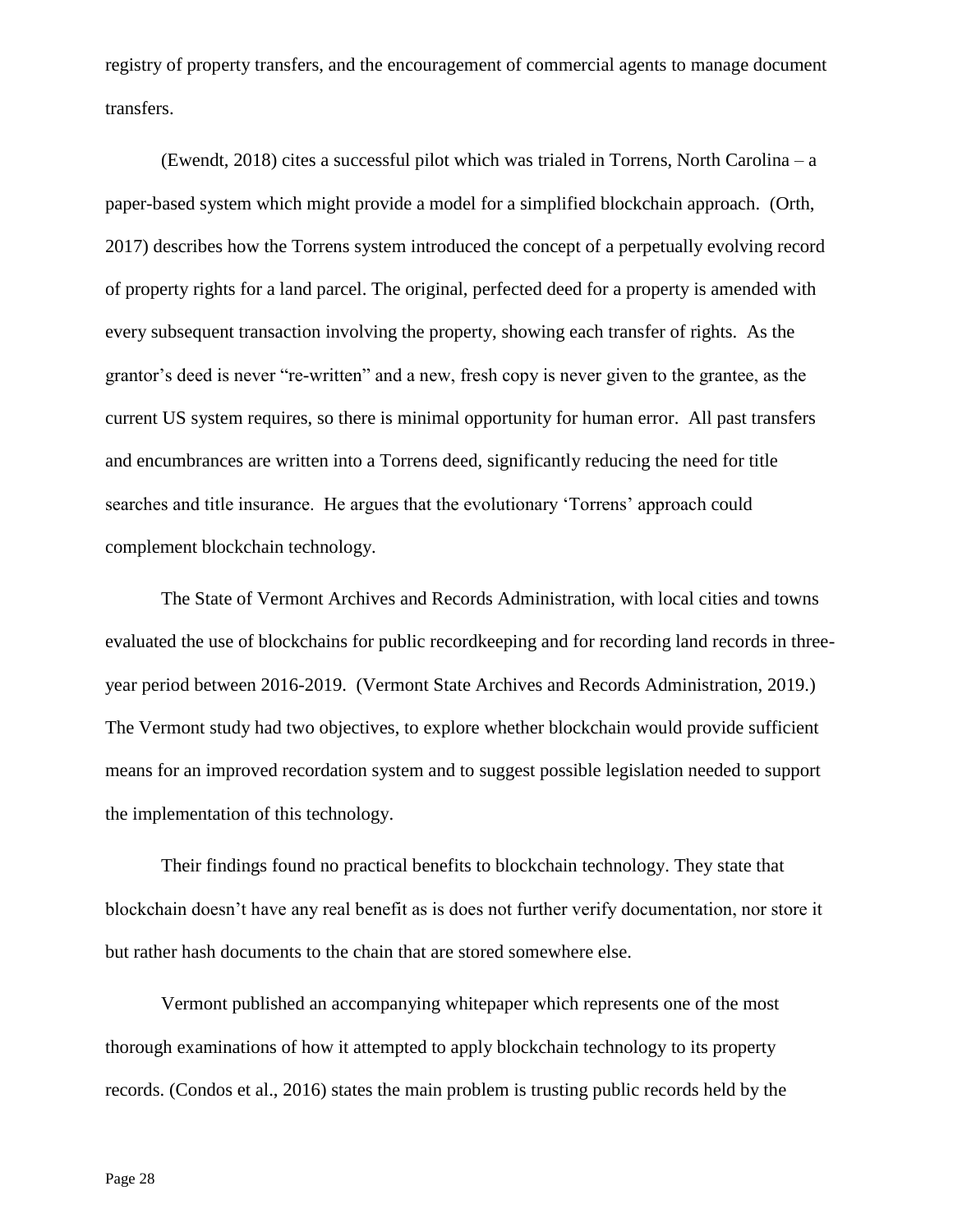registry of property transfers, and the encouragement of commercial agents to manage document transfers.

(Ewendt, 2018) cites a successful pilot which was trialed in Torrens, North Carolina – a paper-based system which might provide a model for a simplified blockchain approach. (Orth, 2017) describes how the Torrens system introduced the concept of a perpetually evolving record of property rights for a land parcel. The original, perfected deed for a property is amended with every subsequent transaction involving the property, showing each transfer of rights. As the grantor's deed is never "re-written" and a new, fresh copy is never given to the grantee, as the current US system requires, so there is minimal opportunity for human error. All past transfers and encumbrances are written into a Torrens deed, significantly reducing the need for title searches and title insurance. He argues that the evolutionary 'Torrens' approach could complement blockchain technology.

The State of Vermont Archives and Records Administration, with local cities and towns evaluated the use of blockchains for public recordkeeping and for recording land records in three-year period between 2016-2019. (Vermont State Archives and Records Administration, 2019.) The Vermont study had two objectives, to explore whether blockchain would provide sufficient means for an improved recordation system and to suggest possible legislation needed to support the implementation of this technology.

Their findings found no practical benefits to blockchain technology. They state that blockchain doesn't have any real benefit as is does not further verify documentation, nor store it but rather hash documents to the chain that are stored somewhere else.

Vermont published an accompanying whitepaper which represents one of the most thorough examinations of how it attempted to apply blockchain technology to its property records. (Condos et al., 2016) states the main problem is trusting public records held by the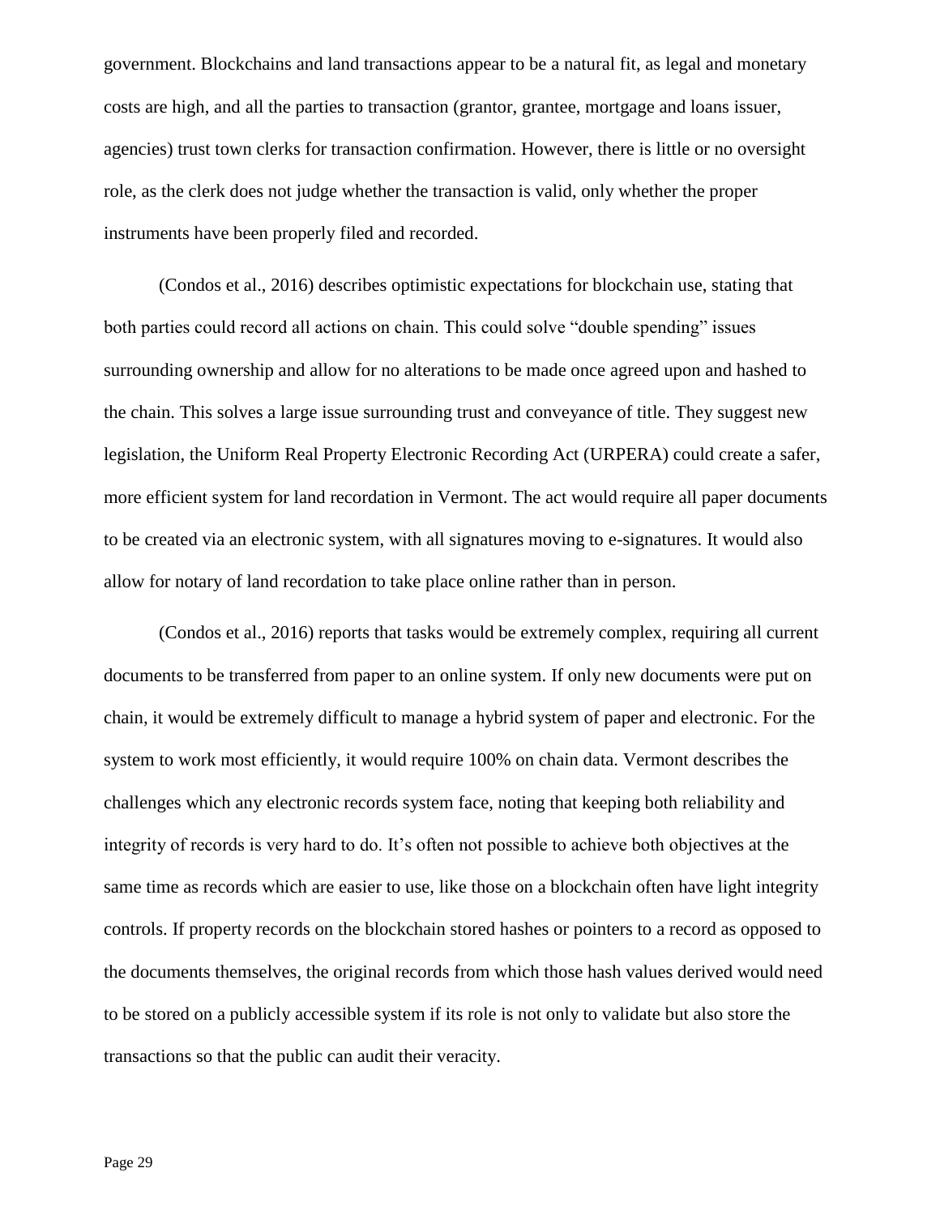government. Blockchains and land transactions appear to be a natural fit, as legal and monetary costs are high, and all the parties to transaction (grantor, grantee, mortgage and loans issuer, agencies) trust town clerks for transaction confirmation. However, there is little or no oversight role, as the clerk does not judge whether the transaction is valid, only whether the proper instruments have been properly filed and recorded.

(Condos et al., 2016) describes optimistic expectations for blockchain use, stating that both parties could record all actions on chain. This could solve "double spending" issues surrounding ownership and allow for no alterations to be made once agreed upon and hashed to the chain. This solves a large issue surrounding trust and conveyance of title. They suggest new legislation, the Uniform Real Property Electronic Recording Act (URPERA) could create a safer, more efficient system for land recordation in Vermont. The act would require all paper documents to be created via an electronic system, with all signatures moving to e-signatures. It would also allow for notary of land recordation to take place online rather than in person.

(Condos et al., 2016) reports that tasks would be extremely complex, requiring all current documents to be transferred from paper to an online system. If only new documents were put on chain, it would be extremely difficult to manage a hybrid system of paper and electronic. For the system to work most efficiently, it would require 100% on chain data. Vermont describes the challenges which any electronic records system face, noting that keeping both reliability and integrity of records is very hard to do. It's often not possible to achieve both objectives at the same time as records which are easier to use, like those on a blockchain often have light integrity controls. If property records on the blockchain stored hashes or pointers to a record as opposed to the documents themselves, the original records from which those hash values derived would need to be stored on a publicly accessible system if its role is not only to validate but also store the transactions so that the public can audit their veracity.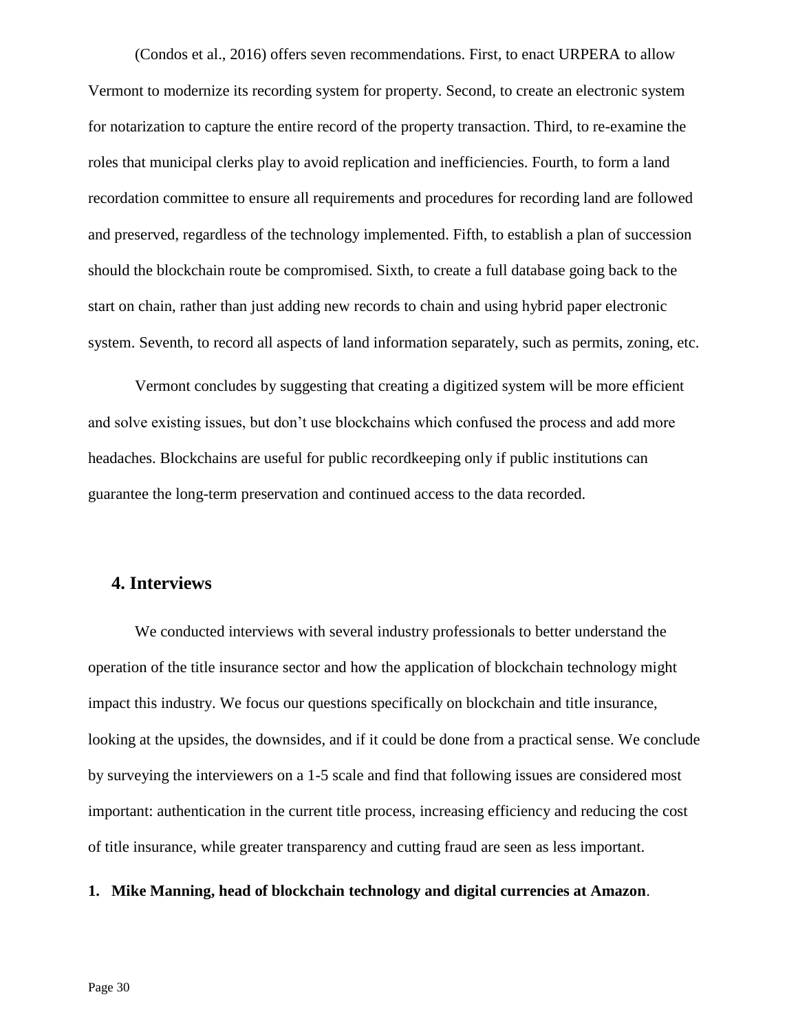(Condos et al., 2016) offers seven recommendations. First, to enact URPERA to allow Vermont to modernize its recording system for property. Second, to create an electronic system for notarization to capture the entire record of the property transaction. Third, to re-examine the roles that municipal clerks play to avoid replication and inefficiencies. Fourth, to form a land recordation committee to ensure all requirements and procedures for recording land are followed and preserved, regardless of the technology implemented. Fifth, to establish a plan of succession should the blockchain route be compromised. Sixth, to create a full database going back to the start on chain, rather than just adding new records to chain and using hybrid paper electronic system. Seventh, to record all aspects of land information separately, such as permits, zoning, etc.

Vermont concludes by suggesting that creating a digitized system will be more efficient and solve existing issues, but don't use blockchains which confused the process and add more headaches. Blockchains are useful for public recordkeeping only if public institutions can guarantee the long-term preservation and continued access to the data recorded.

## 4. Interviews

We conducted interviews with several industry professionals to better understand the operation of the title insurance sector and how the application of blockchain technology might impact this industry. We focus our questions specifically on blockchain and title insurance, looking at the upsides, the downsides, and if it could be done from a practical sense. We conclude by surveying the interviewers on a 1-5 scale and find that following issues are considered most important: authentication in the current title process, increasing efficiency and reducing the cost of title insurance, while greater transparency and cutting fraud are seen as less important.

1. **Mike Manning, head of blockchain technology and digital currencies at Amazon**.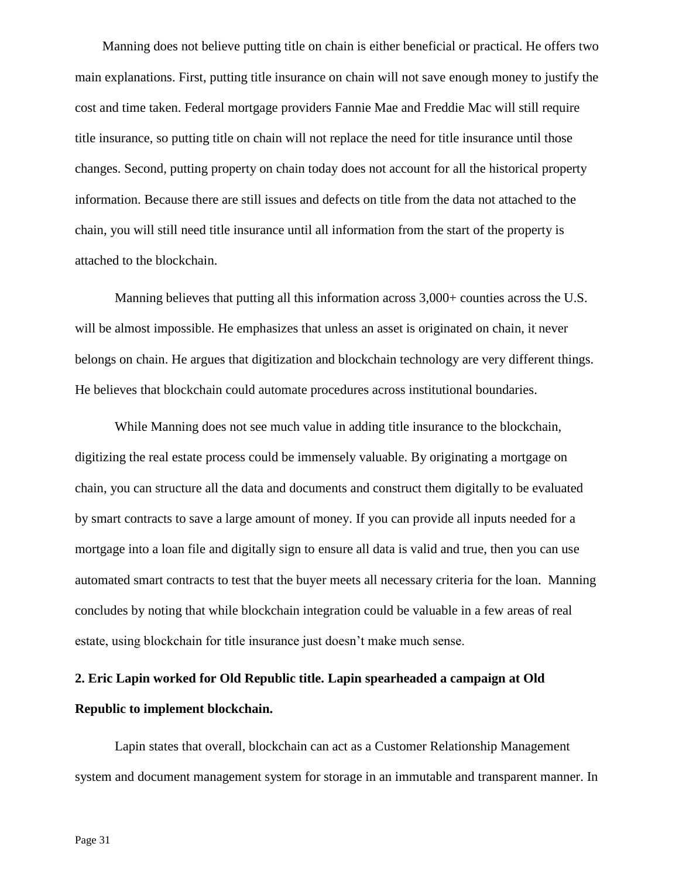Manning does not believe putting title on chain is either beneficial or practical. He offers two main explanations. First, putting title insurance on chain will not save enough money to justify the cost and time taken. Federal mortgage providers Fannie Mae and Freddie Mac will still require title insurance, so putting title on chain will not replace the need for title insurance until those changes. Second, putting property on chain today does not account for all the historical property information. Because there are still issues and defects on title from the data not attached to the chain, you will still need title insurance until all information from the start of the property is attached to the blockchain.

Manning believes that putting all this information across 3,000+ counties across the U.S. will be almost impossible. He emphasizes that unless an asset is originated on chain, it never belongs on chain. He argues that digitization and blockchain technology are very different things. He believes that blockchain could automate procedures across institutional boundaries.

While Manning does not see much value in adding title insurance to the blockchain, digitizing the real estate process could be immensely valuable. By originating a mortgage on chain, you can structure all the data and documents and construct them digitally to be evaluated by smart contracts to save a large amount of money. If you can provide all inputs needed for a mortgage into a loan file and digitally sign to ensure all data is valid and true, then you can use automated smart contracts to test that the buyer meets all necessary criteria for the loan. Manning concludes by noting that while blockchain integration could be valuable in a few areas of real estate, using blockchain for title insurance just doesn't make much sense.

**2. Eric Lapin worked for Old Republic title. Lapin spearheaded a campaign at Old Republic to implement blockchain.**

Lapin states that overall, blockchain can act as a Customer Relationship Management system and document management system for storage in an immutable and transparent manner. In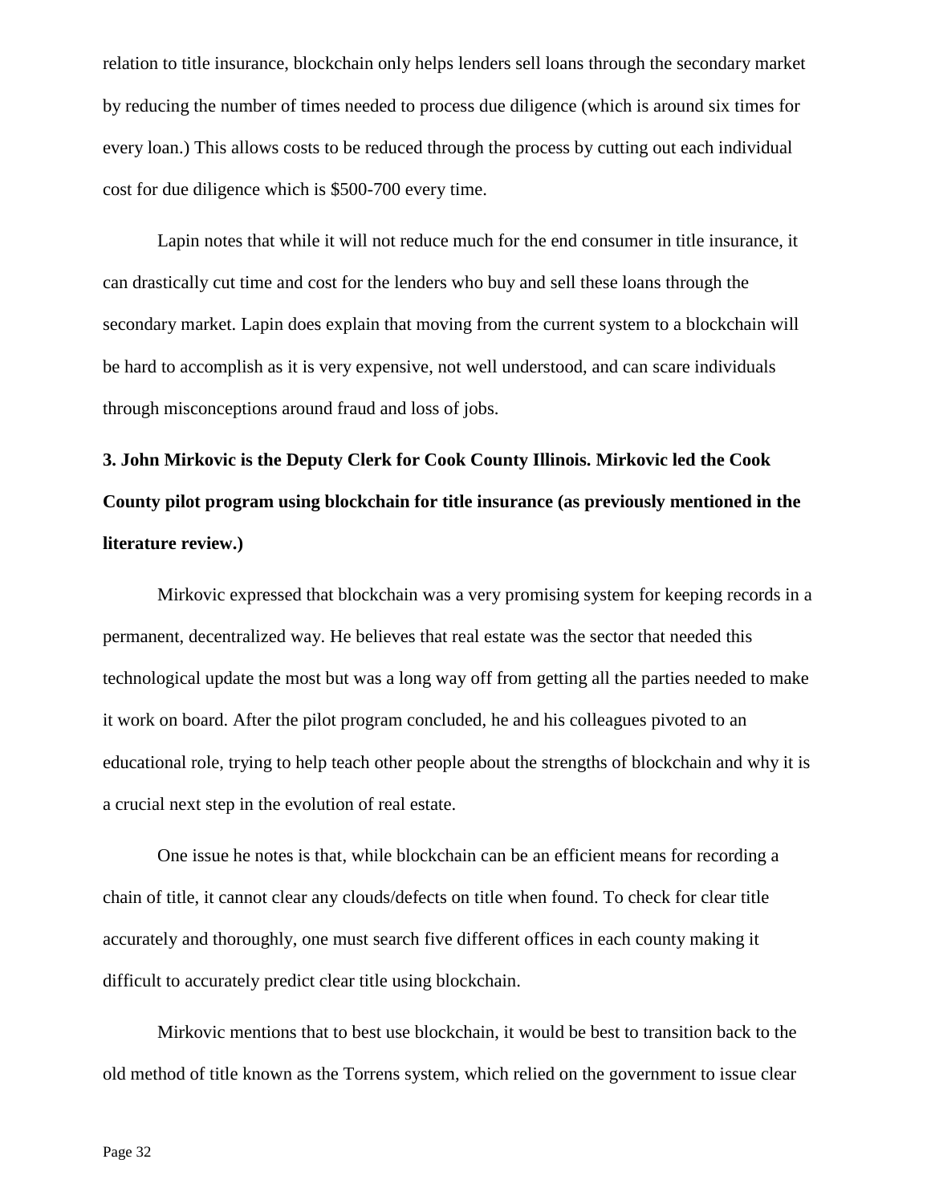relation to title insurance, blockchain only helps lenders sell loans through the secondary market by reducing the number of times needed to process due diligence (which is around six times for every loan.) This allows costs to be reduced through the process by cutting out each individual cost for due diligence which is $500-700 every time.

Lapin notes that while it will not reduce much for the end consumer in title insurance, it can drastically cut time and cost for the lenders who buy and sell these loans through the secondary market. Lapin does explain that moving from the current system to a blockchain will be hard to accomplish as it is very expensive, not well understood, and can scare individuals through misconceptions around fraud and loss of jobs.

**3. John Mirkovic is the Deputy Clerk for Cook County Illinois. Mirkovic led the Cook County pilot program using blockchain for title insurance (as previously mentioned in the literature review.)**

Mirkovic expressed that blockchain was a very promising system for keeping records in a permanent, decentralized way. He believes that real estate was the sector that needed this technological update the most but was a long way off from getting all the parties needed to make it work on board. After the pilot program concluded, he and his colleagues pivoted to an educational role, trying to help teach other people about the strengths of blockchain and why it is a crucial next step in the evolution of real estate.

One issue he notes is that, while blockchain can be an efficient means for recording a chain of title, it cannot clear any clouds/defects on title when found. To check for clear title accurately and thoroughly, one must search five different offices in each county making it difficult to accurately predict clear title using blockchain.

Mirkovic mentions that to best use blockchain, it would be best to transition back to the old method of title known as the Torrens system, which relied on the government to issue clear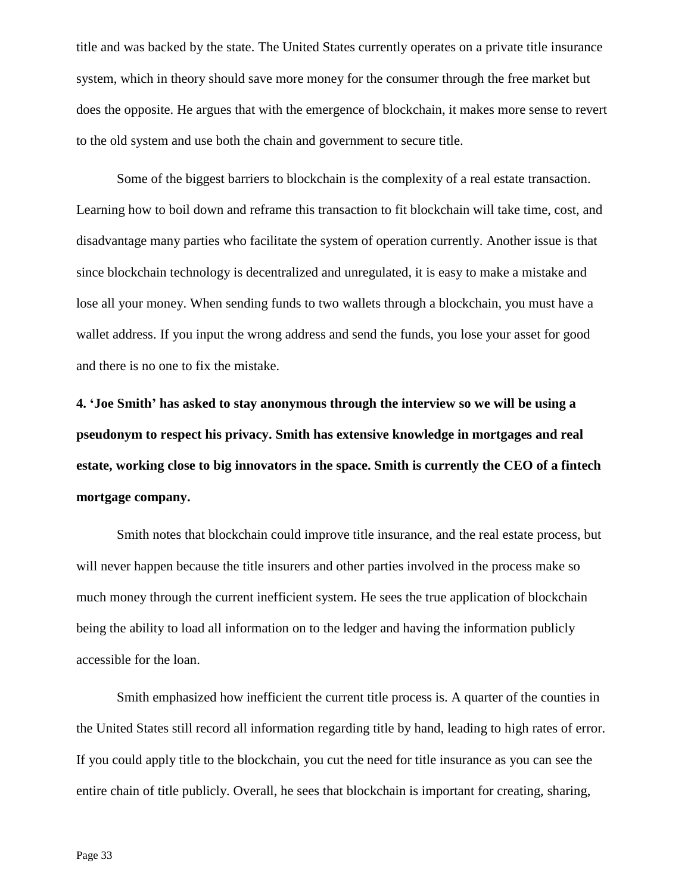title and was backed by the state. The United States currently operates on a private title insurance system, which in theory should save more money for the consumer through the free market but does the opposite. He argues that with the emergence of blockchain, it makes more sense to revert to the old system and use both the chain and government to secure title.

Some of the biggest barriers to blockchain is the complexity of a real estate transaction. Learning how to boil down and reframe this transaction to fit blockchain will take time, cost, and disadvantage many parties who facilitate the system of operation currently. Another issue is that since blockchain technology is decentralized and unregulated, it is easy to make a mistake and lose all your money. When sending funds to two wallets through a blockchain, you must have a wallet address. If you input the wrong address and send the funds, you lose your asset for good and there is no one to fix the mistake.

**4. 'Joe Smith' has asked to stay anonymous through the interview so we will be using a pseudonym to respect his privacy. Smith has extensive knowledge in mortgages and real estate, working close to big innovators in the space. Smith is currently the CEO of a fintech mortgage company.**

Smith notes that blockchain could improve title insurance, and the real estate process, but will never happen because the title insurers and other parties involved in the process make so much money through the current inefficient system. He sees the true application of blockchain being the ability to load all information on to the ledger and having the information publicly accessible for the loan.

Smith emphasized how inefficient the current title process is. A quarter of the counties in the United States still record all information regarding title by hand, leading to high rates of error. If you could apply title to the blockchain, you cut the need for title insurance as you can see the entire chain of title publicly. Overall, he sees that blockchain is important for creating, sharing,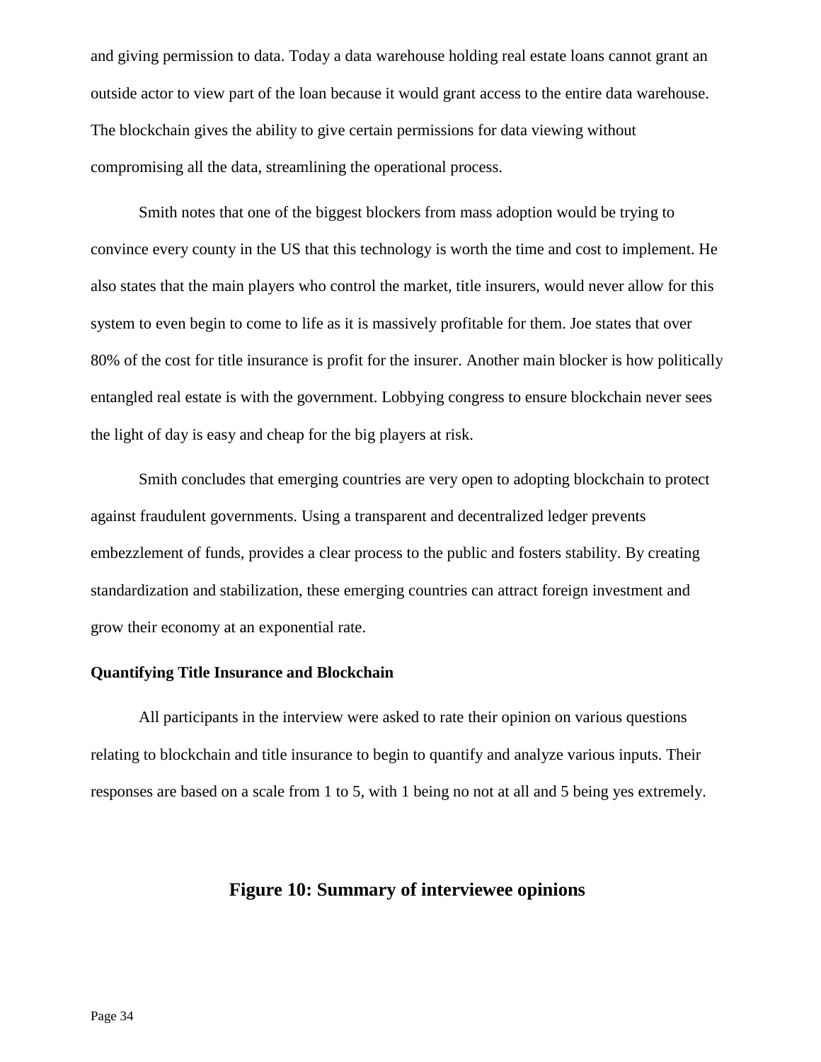and giving permission to data. Today a data warehouse holding real estate loans cannot grant an outside actor to view part of the loan because it would grant access to the entire data warehouse. The blockchain gives the ability to give certain permissions for data viewing without compromising all the data, streamlining the operational process.

Smith notes that one of the biggest blockers from mass adoption would be trying to convince every county in the US that this technology is worth the time and cost to implement. He also states that the main players who control the market, title insurers, would never allow for this system to even begin to come to life as it is massively profitable for them. Joe states that over 80% of the cost for title insurance is profit for the insurer. Another main blocker is how politically entangled real estate is with the government. Lobbying congress to ensure blockchain never sees the light of day is easy and cheap for the big players at risk.

Smith concludes that emerging countries are very open to adopting blockchain to protect against fraudulent governments. Using a transparent and decentralized ledger prevents embezzlement of funds, provides a clear process to the public and fosters stability. By creating standardization and stabilization, these emerging countries can attract foreign investment and grow their economy at an exponential rate.

**Quantifying Title Insurance and Blockchain**

All participants in the interview were asked to rate their opinion on various questions relating to blockchain and title insurance to begin to quantify and analyze various inputs. Their responses are based on a scale from 1 to 5, with 1 being no not at all and 5 being yes extremely.

**Figure 10: Summary of interviewee opinions**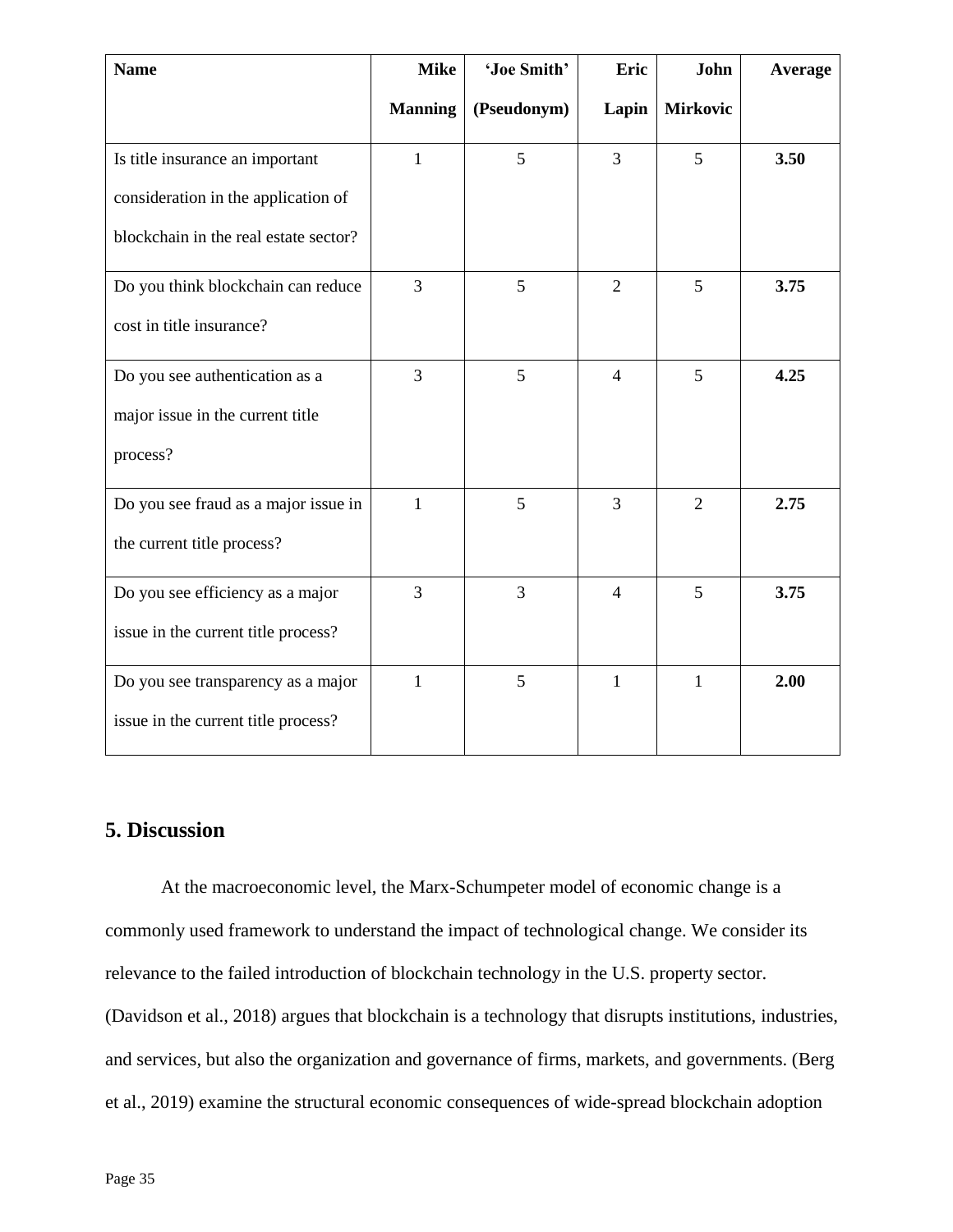| Name | Mike Manning | 'Joe Smith' (Pseudonym) | Eric Lapin | John Mirkovic | Average |
|---|---|---|---|---|---|
| Is title insurance an important consideration in the application of blockchain in the real estate sector? | 1 | 5 | 3 | 5 | **3.50** |
| Do you think blockchain can reduce cost in title insurance? | 3 | 5 | 2 | 5 | **3.75** |
| Do you see authentication as a major issue in the current title process? | 3 | 5 | 4 | 5 | **4.25** |
| Do you see fraud as a major issue in the current title process? | 1 | 5 | 3 | 2 | **2.75** |
| Do you see efficiency as a major issue in the current title process? | 3 | 3 | 4 | 5 | **3.75** |
| Do you see transparency as a major issue in the current title process? | 1 | 5 | 1 | 1 | **2.00** |

## 5. Discussion

At the macroeconomic level, the Marx-Schumpeter model of economic change is a commonly used framework to understand the impact of technological change. We consider its relevance to the failed introduction of blockchain technology in the U.S. property sector. (Davidson et al., 2018) argues that blockchain is a technology that disrupts institutions, industries, and services, but also the organization and governance of firms, markets, and governments. (Berg et al., 2019) examine the structural economic consequences of wide-spread blockchain adoption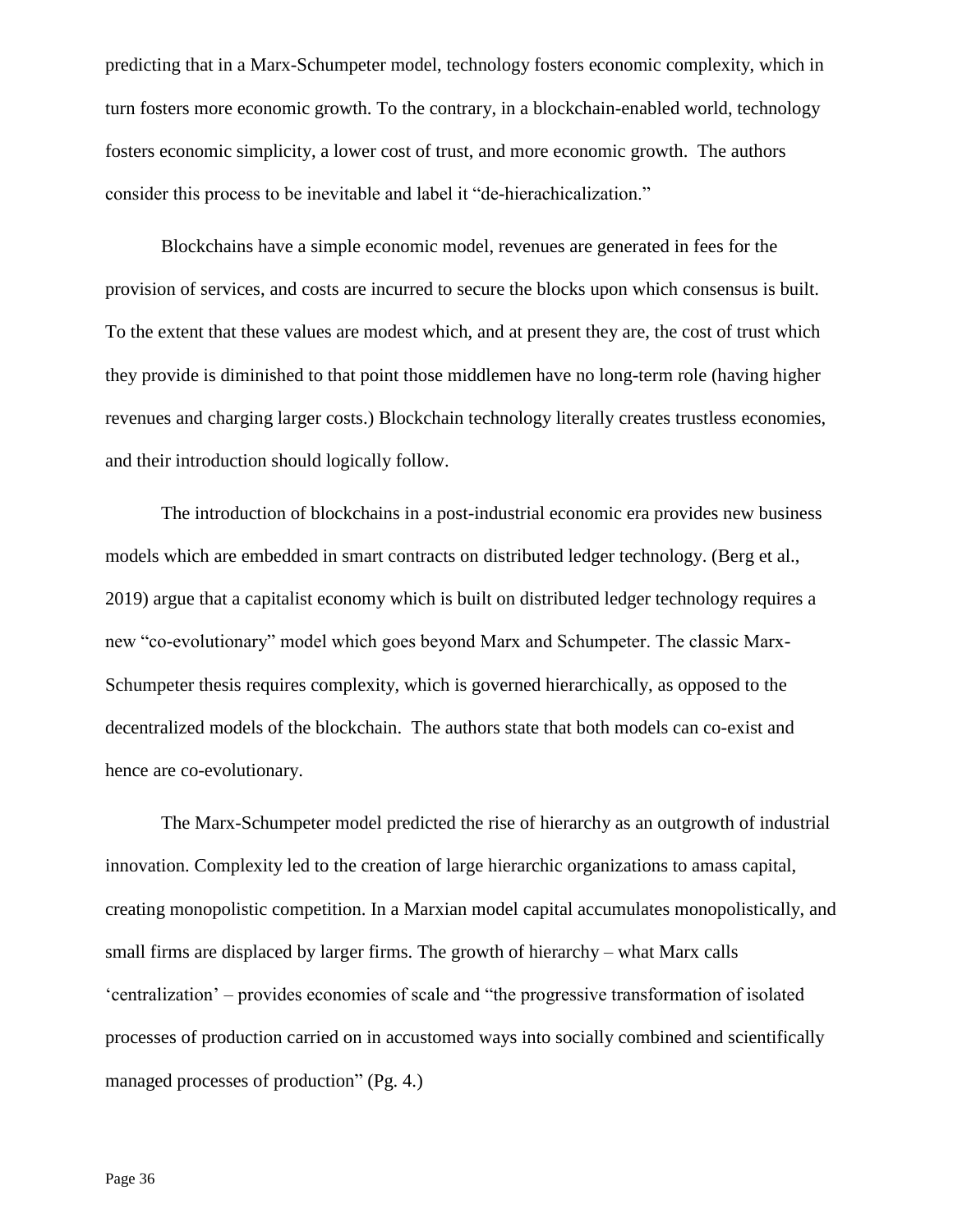predicting that in a Marx-Schumpeter model, technology fosters economic complexity, which in turn fosters more economic growth. To the contrary, in a blockchain-enabled world, technology fosters economic simplicity, a lower cost of trust, and more economic growth. The authors consider this process to be inevitable and label it "de-hierachicalization."

Blockchains have a simple economic model, revenues are generated in fees for the provision of services, and costs are incurred to secure the blocks upon which consensus is built. To the extent that these values are modest which, and at present they are, the cost of trust which they provide is diminished to that point those middlemen have no long-term role (having higher revenues and charging larger costs.) Blockchain technology literally creates trustless economies, and their introduction should logically follow.

The introduction of blockchains in a post-industrial economic era provides new business models which are embedded in smart contracts on distributed ledger technology. (Berg et al., 2019) argue that a capitalist economy which is built on distributed ledger technology requires a new "co-evolutionary" model which goes beyond Marx and Schumpeter. The classic Marx-Schumpeter thesis requires complexity, which is governed hierarchically, as opposed to the decentralized models of the blockchain. The authors state that both models can co-exist and hence are co-evolutionary.

The Marx-Schumpeter model predicted the rise of hierarchy as an outgrowth of industrial innovation. Complexity led to the creation of large hierarchic organizations to amass capital, creating monopolistic competition. In a Marxian model capital accumulates monopolistically, and small firms are displaced by larger firms. The growth of hierarchy – what Marx calls 'centralization' – provides economies of scale and "the progressive transformation of isolated processes of production carried on in accustomed ways into socially combined and scientifically managed processes of production" (Pg. 4.)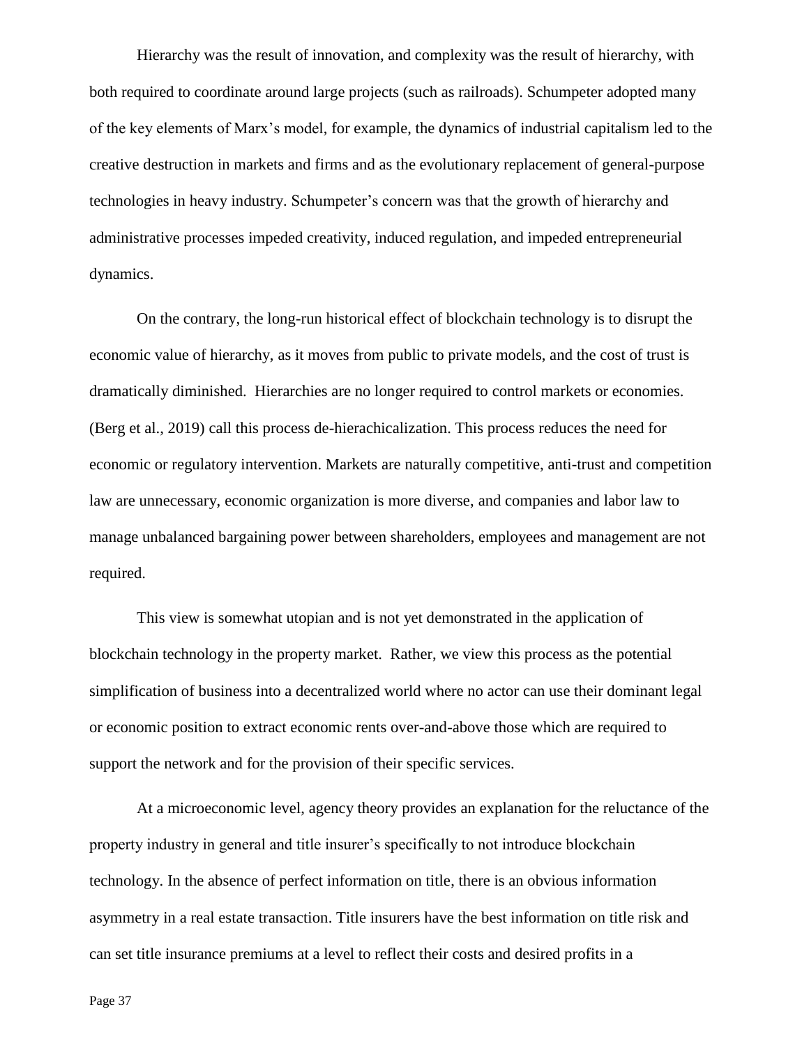Hierarchy was the result of innovation, and complexity was the result of hierarchy, with both required to coordinate around large projects (such as railroads). Schumpeter adopted many of the key elements of Marx's model, for example, the dynamics of industrial capitalism led to the creative destruction in markets and firms and as the evolutionary replacement of general-purpose technologies in heavy industry. Schumpeter's concern was that the growth of hierarchy and administrative processes impeded creativity, induced regulation, and impeded entrepreneurial dynamics.

On the contrary, the long-run historical effect of blockchain technology is to disrupt the economic value of hierarchy, as it moves from public to private models, and the cost of trust is dramatically diminished. Hierarchies are no longer required to control markets or economies. (Berg et al., 2019) call this process de-hierachicalization. This process reduces the need for economic or regulatory intervention. Markets are naturally competitive, anti-trust and competition law are unnecessary, economic organization is more diverse, and companies and labor law to manage unbalanced bargaining power between shareholders, employees and management are not required.

This view is somewhat utopian and is not yet demonstrated in the application of blockchain technology in the property market. Rather, we view this process as the potential simplification of business into a decentralized world where no actor can use their dominant legal or economic position to extract economic rents over-and-above those which are required to support the network and for the provision of their specific services.

At a microeconomic level, agency theory provides an explanation for the reluctance of the property industry in general and title insurer's specifically to not introduce blockchain technology. In the absence of perfect information on title, there is an obvious information asymmetry in a real estate transaction. Title insurers have the best information on title risk and can set title insurance premiums at a level to reflect their costs and desired profits in a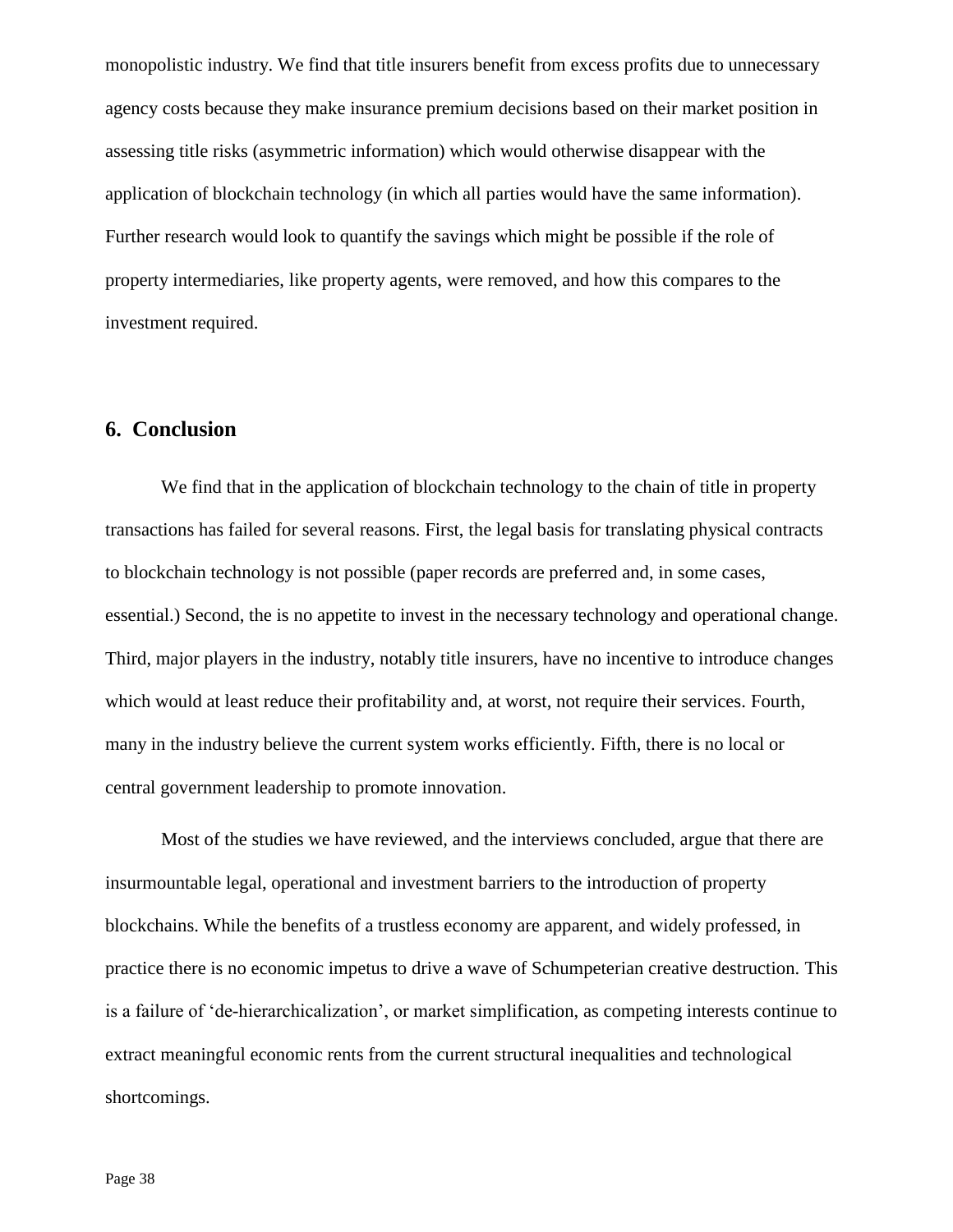monopolistic industry. We find that title insurers benefit from excess profits due to unnecessary agency costs because they make insurance premium decisions based on their market position in assessing title risks (asymmetric information) which would otherwise disappear with the application of blockchain technology (in which all parties would have the same information). Further research would look to quantify the savings which might be possible if the role of property intermediaries, like property agents, were removed, and how this compares to the investment required.

## 6. Conclusion

We find that in the application of blockchain technology to the chain of title in property transactions has failed for several reasons. First, the legal basis for translating physical contracts to blockchain technology is not possible (paper records are preferred and, in some cases, essential.) Second, the is no appetite to invest in the necessary technology and operational change. Third, major players in the industry, notably title insurers, have no incentive to introduce changes which would at least reduce their profitability and, at worst, not require their services. Fourth, many in the industry believe the current system works efficiently. Fifth, there is no local or central government leadership to promote innovation.

Most of the studies we have reviewed, and the interviews concluded, argue that there are insurmountable legal, operational and investment barriers to the introduction of property blockchains. While the benefits of a trustless economy are apparent, and widely professed, in practice there is no economic impetus to drive a wave of Schumpeterian creative destruction. This is a failure of 'de-hierarchicalization', or market simplification, as competing interests continue to extract meaningful economic rents from the current structural inequalities and technological shortcomings.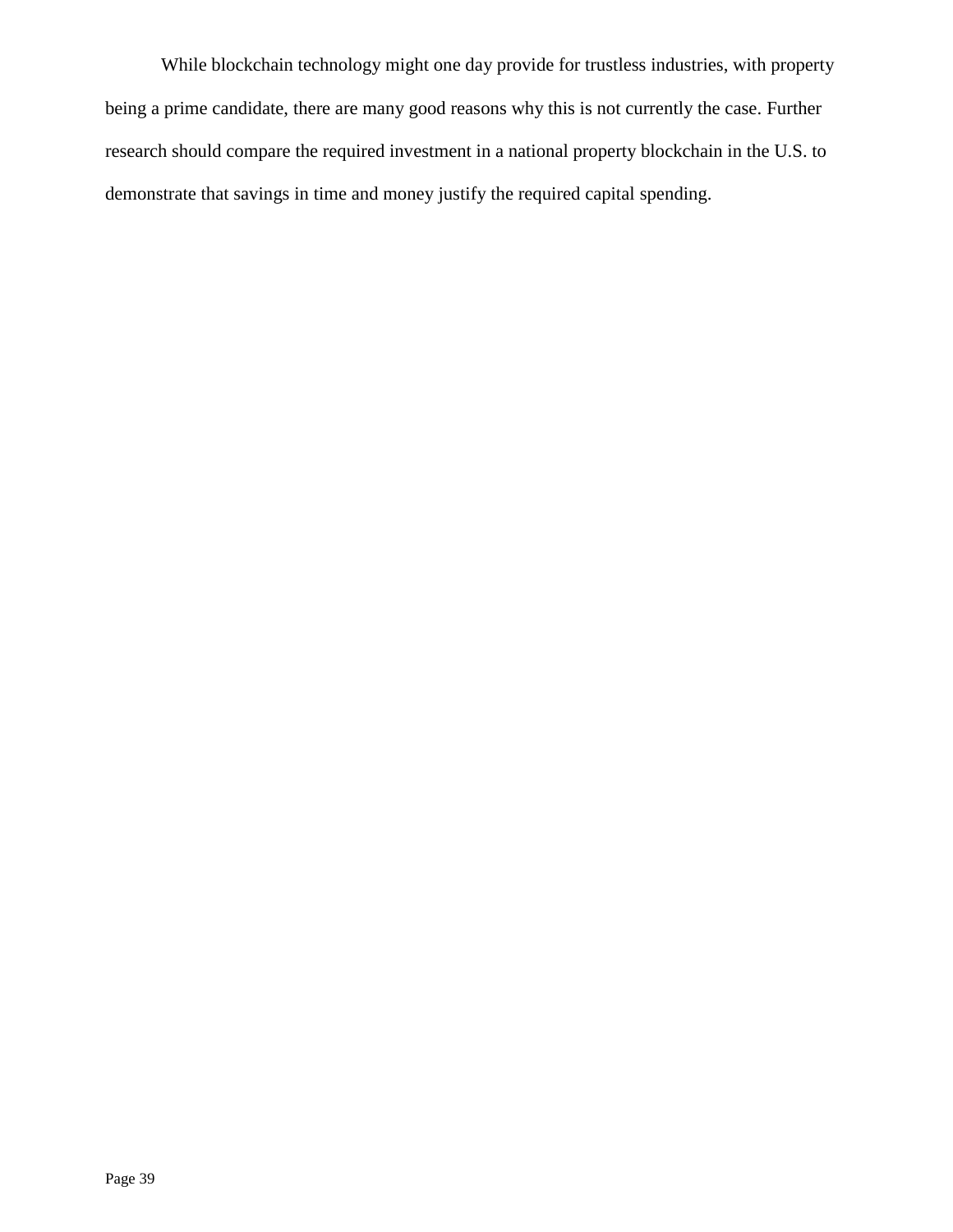While blockchain technology might one day provide for trustless industries, with property being a prime candidate, there are many good reasons why this is not currently the case. Further research should compare the required investment in a national property blockchain in the U.S. to demonstrate that savings in time and money justify the required capital spending.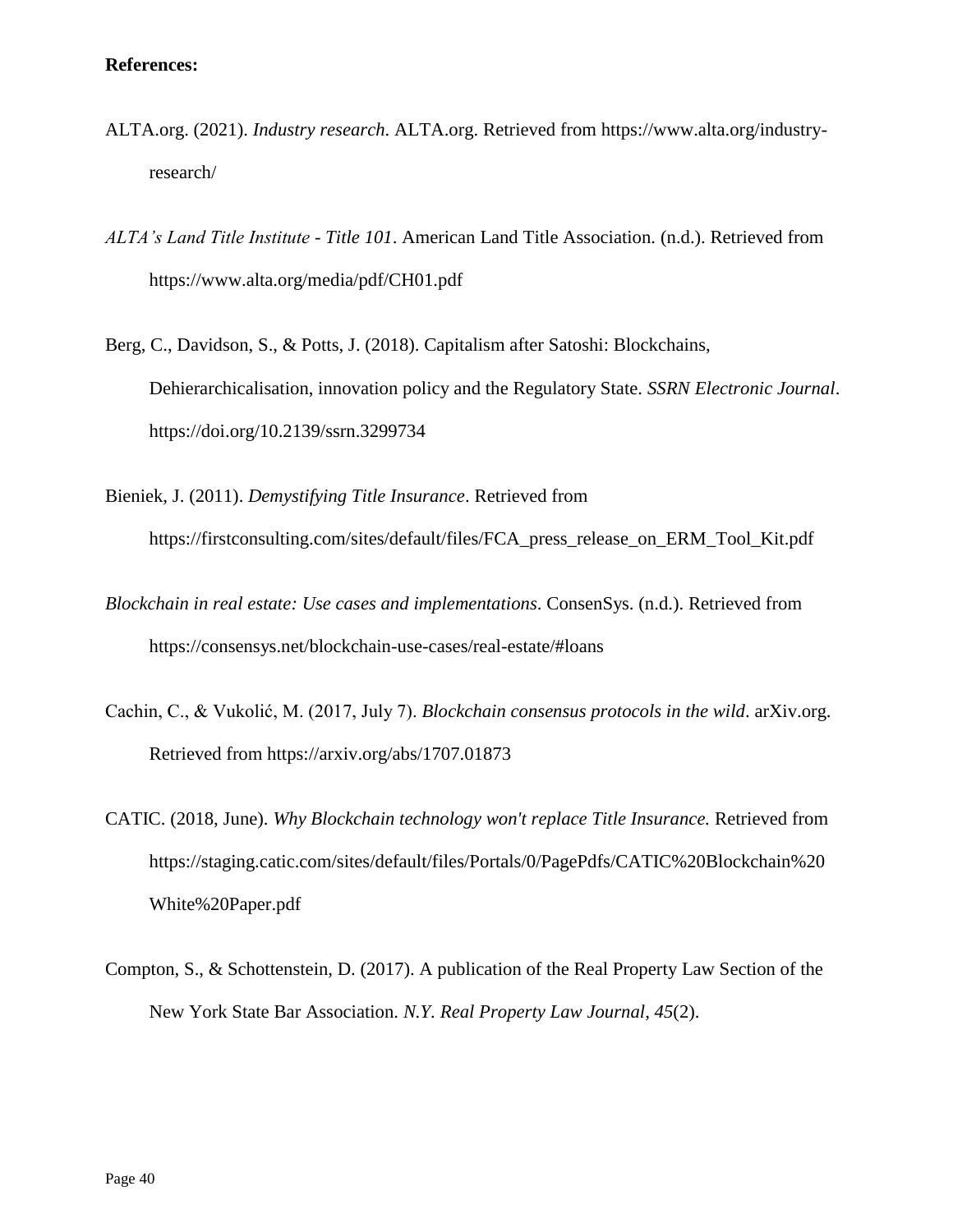**References:**

ALTA.org. (2021). *Industry research*. ALTA.org. Retrieved from https://www.alta.org/industry-research/

*ALTA's Land Title Institute - Title 101*. American Land Title Association. (n.d.). Retrieved from https://www.alta.org/media/pdf/CH01.pdf

Berg, C., Davidson, S., & Potts, J. (2018). Capitalism after Satoshi: Blockchains, Dehierarchicalisation, innovation policy and the Regulatory State. *SSRN Electronic Journal*. https://doi.org/10.2139/ssrn.3299734

Bieniek, J. (2011). *Demystifying Title Insurance*. Retrieved from https://firstconsulting.com/sites/default/files/FCA_press_release_on_ERM_Tool_Kit.pdf

*Blockchain in real estate: Use cases and implementations*. ConsenSys. (n.d.). Retrieved from https://consensys.net/blockchain-use-cases/real-estate/#loans

Cachin, C., & Vukolić, M. (2017, July 7). *Blockchain consensus protocols in the wild*. arXiv.org. Retrieved from https://arxiv.org/abs/1707.01873

CATIC. (2018, June). *Why Blockchain technology won't replace Title Insurance.* Retrieved from https://staging.catic.com/sites/default/files/Portals/0/PagePdfs/CATIC%20Blockchain%20White%20Paper.pdf

Compton, S., & Schottenstein, D. (2017). A publication of the Real Property Law Section of the New York State Bar Association. *N.Y. Real Property Law Journal*, *45*(2).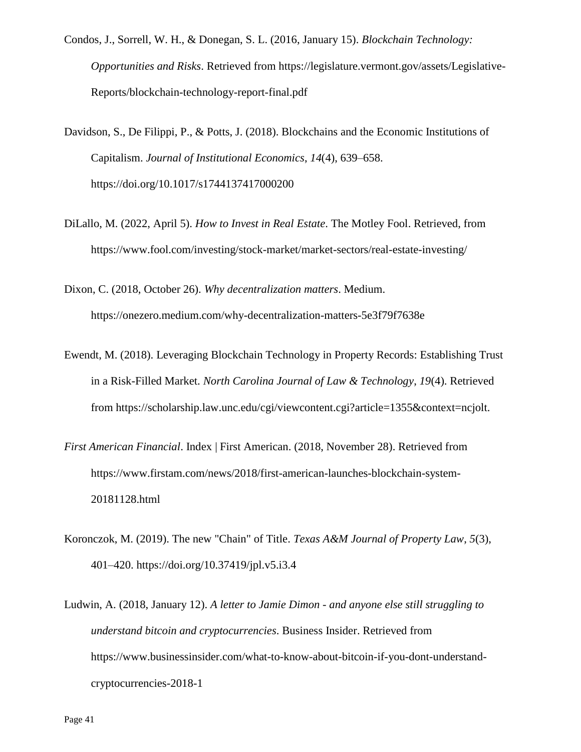Condos, J., Sorrell, W. H., & Donegan, S. L. (2016, January 15). *Blockchain Technology: Opportunities and Risks*. Retrieved from https://legislature.vermont.gov/assets/Legislative-Reports/blockchain-technology-report-final.pdf

Davidson, S., De Filippi, P., & Potts, J. (2018). Blockchains and the Economic Institutions of Capitalism. *Journal of Institutional Economics*, *14*(4), 639–658. https://doi.org/10.1017/s1744137417000200

DiLallo, M. (2022, April 5). *How to Invest in Real Estate*. The Motley Fool. Retrieved, from https://www.fool.com/investing/stock-market/market-sectors/real-estate-investing/

Dixon, C. (2018, October 26). *Why decentralization matters*. Medium. https://onezero.medium.com/why-decentralization-matters-5e3f79f7638e

Ewendt, M. (2018). Leveraging Blockchain Technology in Property Records: Establishing Trust in a Risk-Filled Market. *North Carolina Journal of Law & Technology*, *19*(4). Retrieved from https://scholarship.law.unc.edu/cgi/viewcontent.cgi?article=1355&context=ncjolt.

*First American Financial*. Index | First American. (2018, November 28). Retrieved from https://www.firstam.com/news/2018/first-american-launches-blockchain-system-20181128.html

Koronczok, M. (2019). The new "Chain" of Title. *Texas A&M Journal of Property Law*, *5*(3), 401–420. https://doi.org/10.37419/jpl.v5.i3.4

Ludwin, A. (2018, January 12). *A letter to Jamie Dimon - and anyone else still struggling to understand bitcoin and cryptocurrencies*. Business Insider. Retrieved from https://www.businessinsider.com/what-to-know-about-bitcoin-if-you-dont-understand-cryptocurrencies-2018-1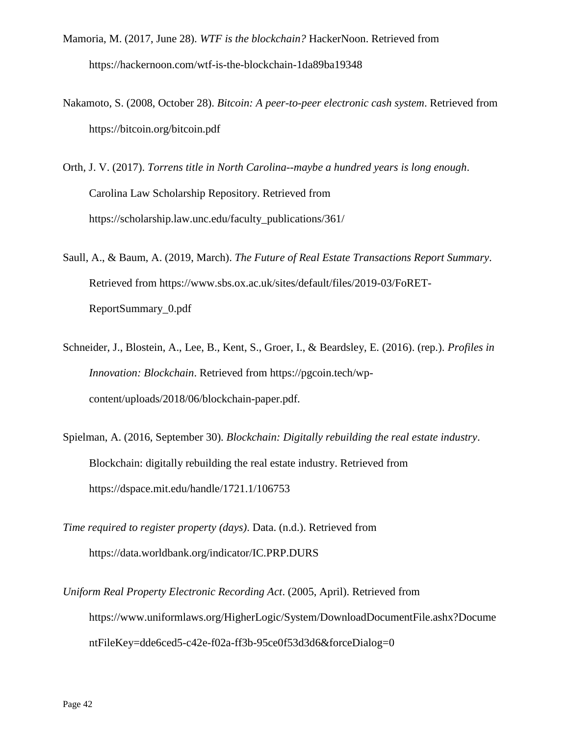Mamoria, M. (2017, June 28). *WTF is the blockchain?* HackerNoon. Retrieved from https://hackernoon.com/wtf-is-the-blockchain-1da89ba19348

Nakamoto, S. (2008, October 28). *Bitcoin: A peer-to-peer electronic cash system*. Retrieved from https://bitcoin.org/bitcoin.pdf

Orth, J. V. (2017). *Torrens title in North Carolina--maybe a hundred years is long enough*. Carolina Law Scholarship Repository. Retrieved from https://scholarship.law.unc.edu/faculty_publications/361/

Saull, A., & Baum, A. (2019, March). *The Future of Real Estate Transactions Report Summary*. Retrieved from https://www.sbs.ox.ac.uk/sites/default/files/2019-03/FoRET-ReportSummary_0.pdf

Schneider, J., Blostein, A., Lee, B., Kent, S., Groer, I., & Beardsley, E. (2016). (rep.). *Profiles in Innovation: Blockchain*. Retrieved from https://pgcoin.tech/wp-content/uploads/2018/06/blockchain-paper.pdf.

Spielman, A. (2016, September 30). *Blockchain: Digitally rebuilding the real estate industry*. Blockchain: digitally rebuilding the real estate industry. Retrieved from https://dspace.mit.edu/handle/1721.1/106753

*Time required to register property (days)*. Data. (n.d.). Retrieved from https://data.worldbank.org/indicator/IC.PRP.DURS

*Uniform Real Property Electronic Recording Act*. (2005, April). Retrieved from https://www.uniformlaws.org/HigherLogic/System/DownloadDocumentFile.ashx?DocumentFileKey=dde6ced5-c42e-f02a-ff3b-95ce0f53d3d6&forceDialog=0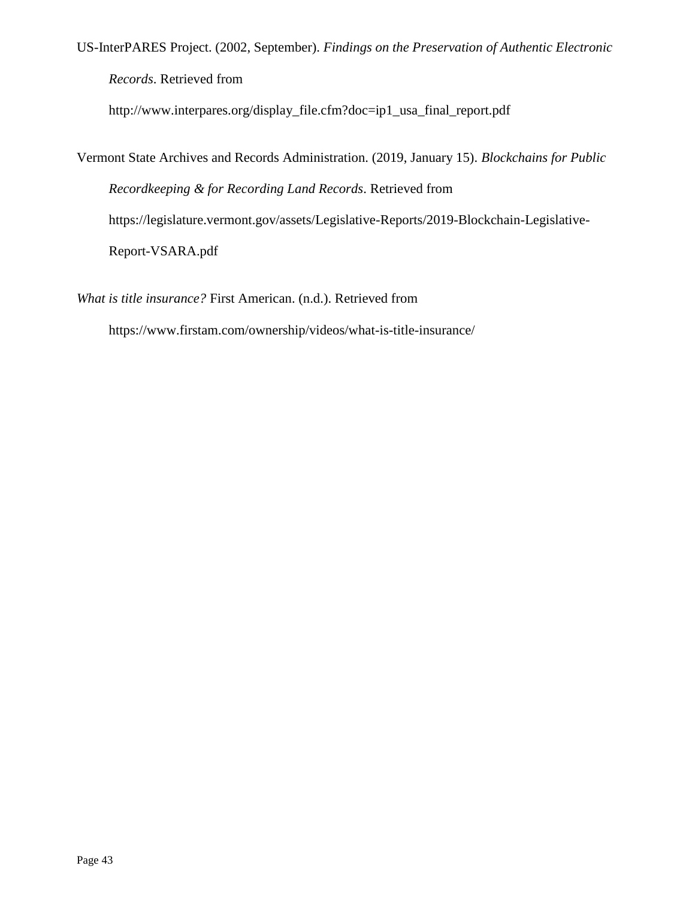US-InterPARES Project. (2002, September). *Findings on the Preservation of Authentic Electronic Records*. Retrieved from http://www.interpares.org/display_file.cfm?doc=ip1_usa_final_report.pdf

Vermont State Archives and Records Administration. (2019, January 15). *Blockchains for Public Recordkeeping & for Recording Land Records*. Retrieved from https://legislature.vermont.gov/assets/Legislative-Reports/2019-Blockchain-Legislative-Report-VSARA.pdf

*What is title insurance?* First American. (n.d.). Retrieved from https://www.firstam.com/ownership/videos/what-is-title-insurance/